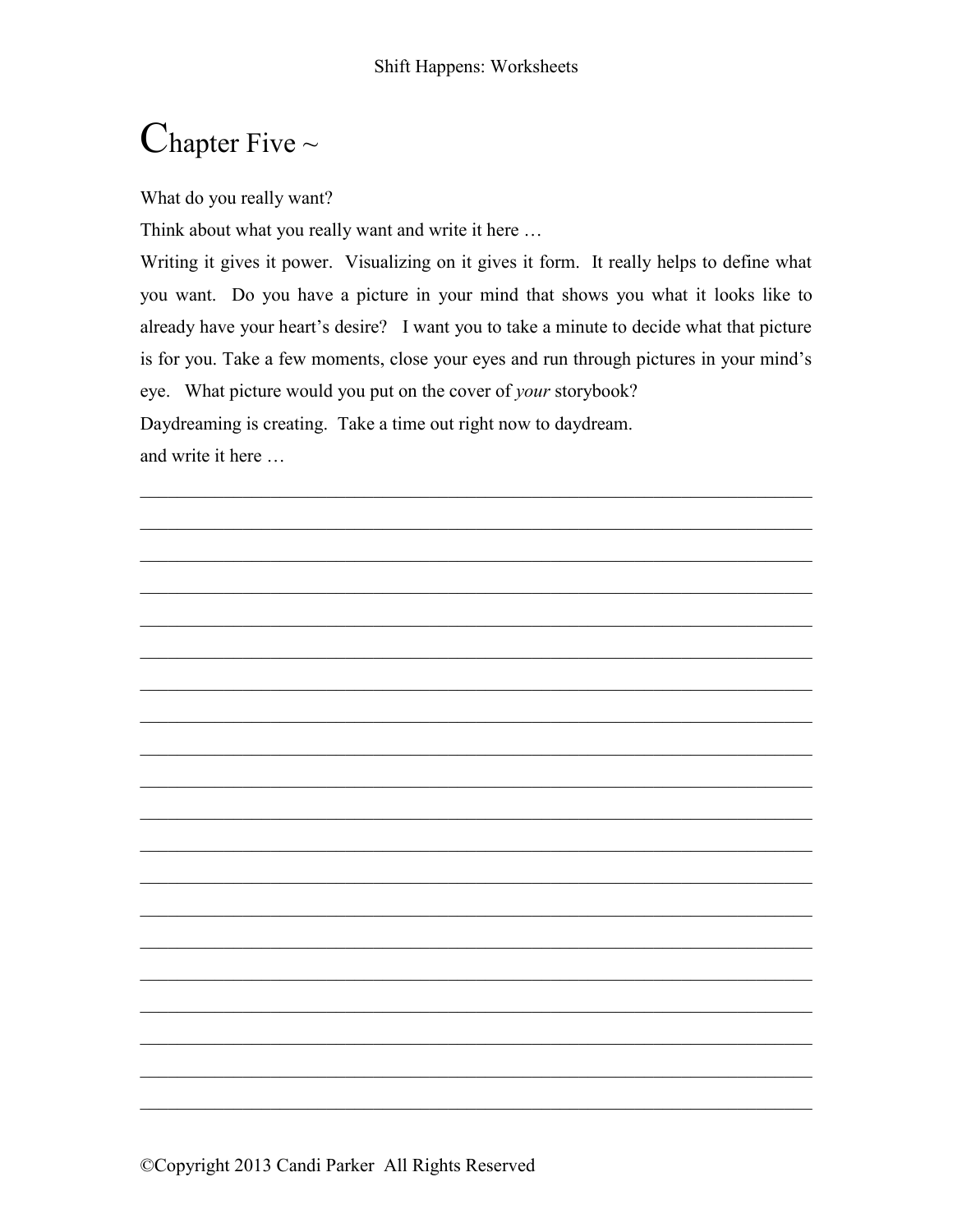# Chapter Five ~

What do you really want?

Think about what you really want and write it here …

Writing it gives it power. Visualizing on it gives it form. It really helps to define what you want. Do you have a picture in your mind that shows you what it looks like to already have your heart's desire? I want you to take a minute to decide what that picture is for you. Take a few moments, close your eyes and run through pictures in your mind's eye. What picture would you put on the cover of *your* storybook?

Daydreaming is creating. Take a time out right now to daydream.

and write it here …

____________________________________________________________________________

____________________________________________________________________________

____________________________________________________________________________

____________________________________________________________________________

____________________________________________________________________________

____________________________________________________________________________

____________________________________________________________________________

____________________________________________________________________________

____________________________________________________________________________

____________________________________________________________________________

____________________________________________________________________________

____________________________________________________________________________

____________________________________________________________________________

____________________________________________________________________________

____________________________________________________________________________

____________________________________________________________________________

____________________________________________________________________________

____________________________________________________________________________

____________________________________________________________________________

____________________________________________________________________________

©Copyright 2013 Candi Parker All Rights Reserved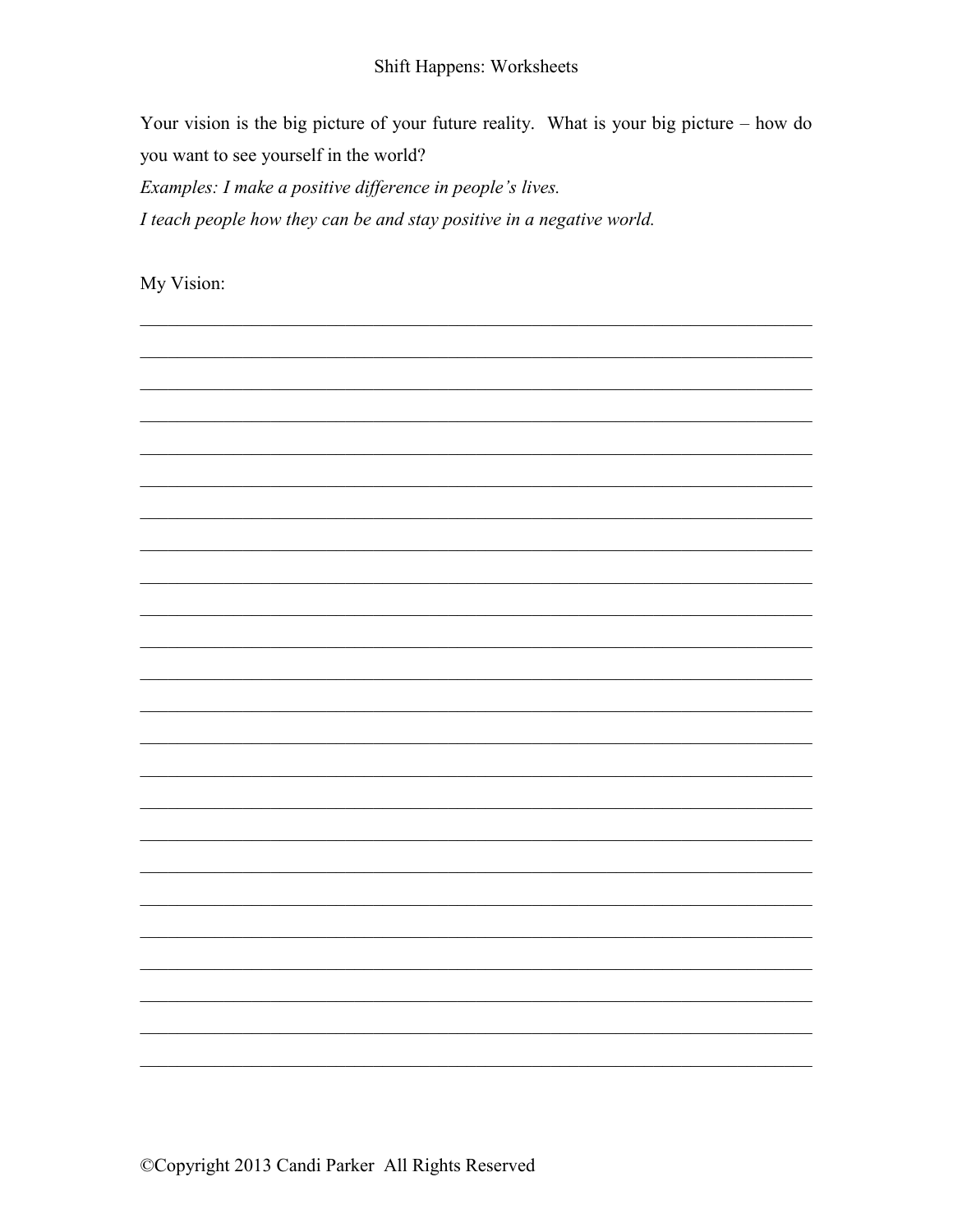Your vision is the big picture of your future reality. What is your big picture – how do you want to see yourself in the world?

*Examples: I make a positive difference in people's lives.*

*I teach people how they can be and stay positive in a negative world.*

My Vision:

_______________________________________________________________________________

_______________________________________________________________________________

_______________________________________________________________________________

_______________________________________________________________________________

_______________________________________________________________________________

_______________________________________________________________________________

_______________________________________________________________________________

_______________________________________________________________________________

_______________________________________________________________________________

_______________________________________________________________________________

_______________________________________________________________________________

_______________________________________________________________________________

_______________________________________________________________________________

_______________________________________________________________________________

_______________________________________________________________________________

_______________________________________________________________________________

_______________________________________________________________________________

_______________________________________________________________________________

_______________________________________________________________________________

_______________________________________________________________________________

_______________________________________________________________________________

_______________________________________________________________________________

_______________________________________________________________________________

_______________________________________________________________________________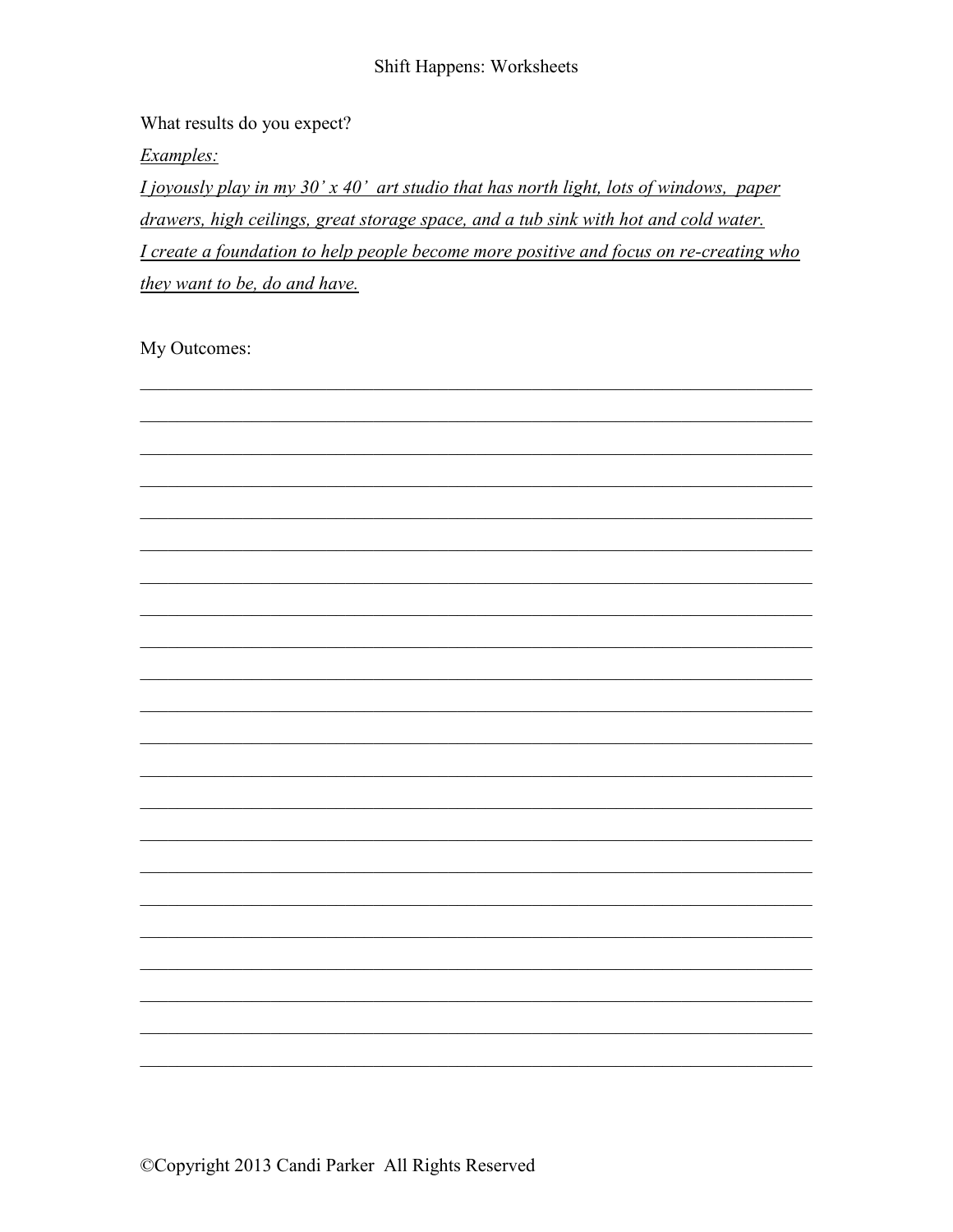What results do you expect?

*Examples:*

*I joyously play in my 30' x 40' art studio that has north light, lots of windows, paper drawers, high ceilings, great storage space, and a tub sink with hot and cold water.*

*I create a foundation to help people become more positive and focus on re-creating who they want to be, do and have.*

My Outcomes:

______________________________________________________________________

______________________________________________________________________

______________________________________________________________________

______________________________________________________________________

______________________________________________________________________

______________________________________________________________________

______________________________________________________________________

______________________________________________________________________

______________________________________________________________________

______________________________________________________________________

______________________________________________________________________

______________________________________________________________________

______________________________________________________________________

______________________________________________________________________

______________________________________________________________________

______________________________________________________________________

______________________________________________________________________

______________________________________________________________________

______________________________________________________________________

______________________________________________________________________

______________________________________________________________________

______________________________________________________________________

©Copyright 2013 Candi Parker All Rights Reserved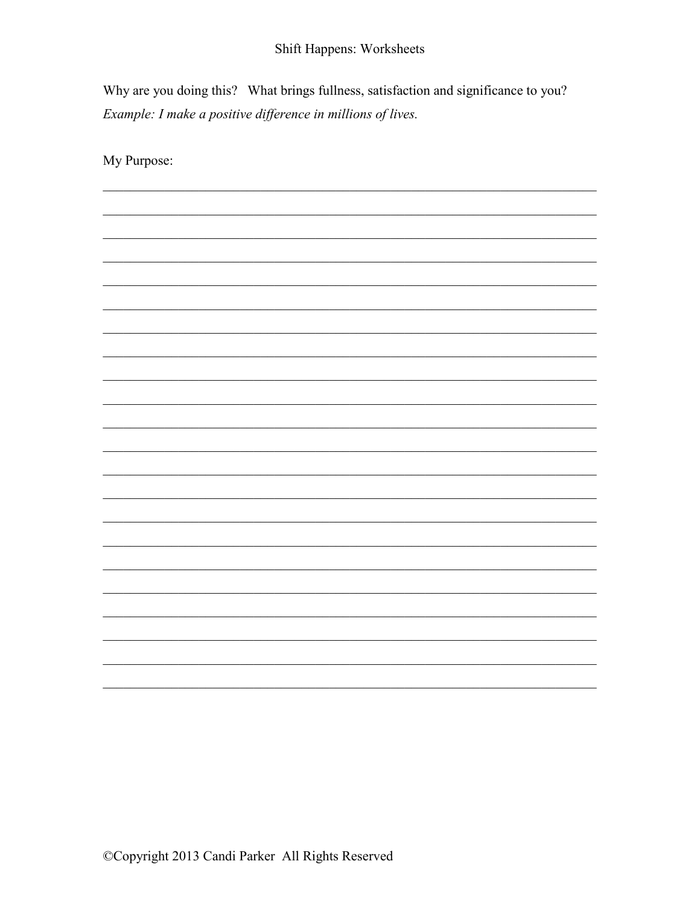Why are you doing this? What brings fullness, satisfaction and significance to you?

*Example: I make a positive difference in millions of lives.*

My Purpose:

_____________________________________________________________________________

_____________________________________________________________________________

_____________________________________________________________________________

_____________________________________________________________________________

_____________________________________________________________________________

_____________________________________________________________________________

_____________________________________________________________________________

_____________________________________________________________________________

_____________________________________________________________________________

_____________________________________________________________________________

_____________________________________________________________________________

_____________________________________________________________________________

_____________________________________________________________________________

_____________________________________________________________________________

_____________________________________________________________________________

_____________________________________________________________________________

_____________________________________________________________________________

_____________________________________________________________________________

_____________________________________________________________________________

_____________________________________________________________________________

_____________________________________________________________________________

©Copyright 2013 Candi Parker All Rights Reserved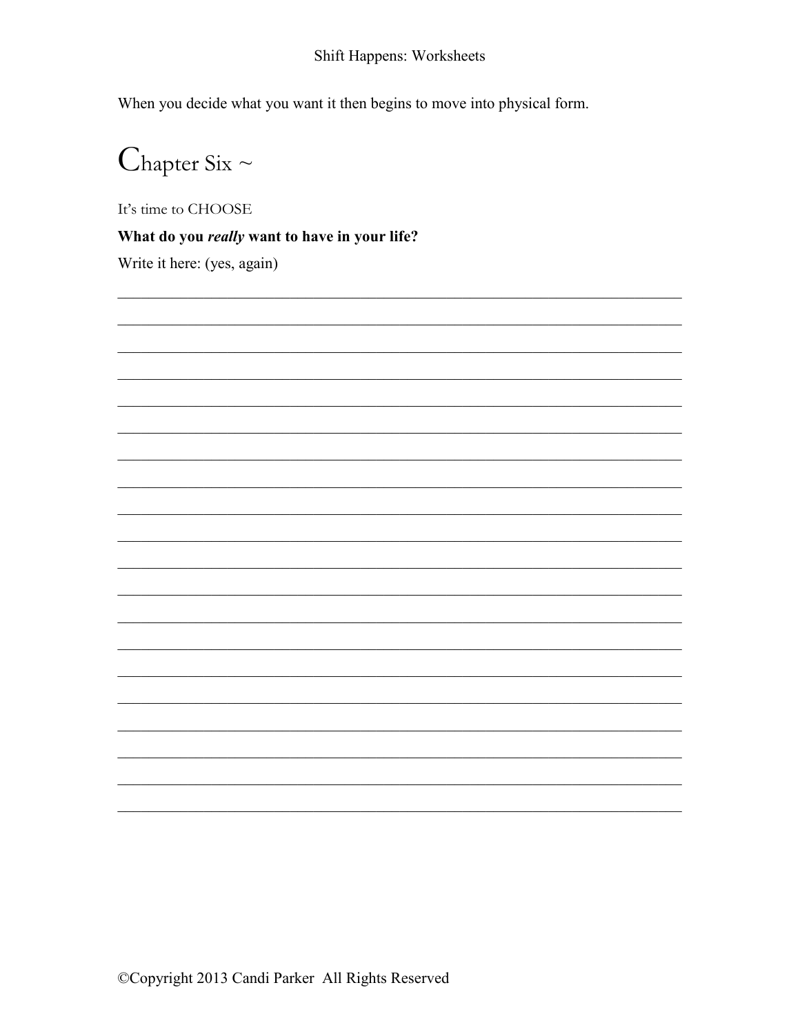When you decide what you want it then begins to move into physical form.

# Chapter Six ~

It's time to CHOOSE

**What do you *really* want to have in your life?**

Write it here: (yes, again)

______________________________________________________________________

______________________________________________________________________

______________________________________________________________________

______________________________________________________________________

______________________________________________________________________

______________________________________________________________________

______________________________________________________________________

______________________________________________________________________

______________________________________________________________________

______________________________________________________________________

______________________________________________________________________

______________________________________________________________________

______________________________________________________________________

______________________________________________________________________

______________________________________________________________________

______________________________________________________________________

______________________________________________________________________

______________________________________________________________________

______________________________________________________________________

______________________________________________________________________

©Copyright 2013 Candi Parker All Rights Reserved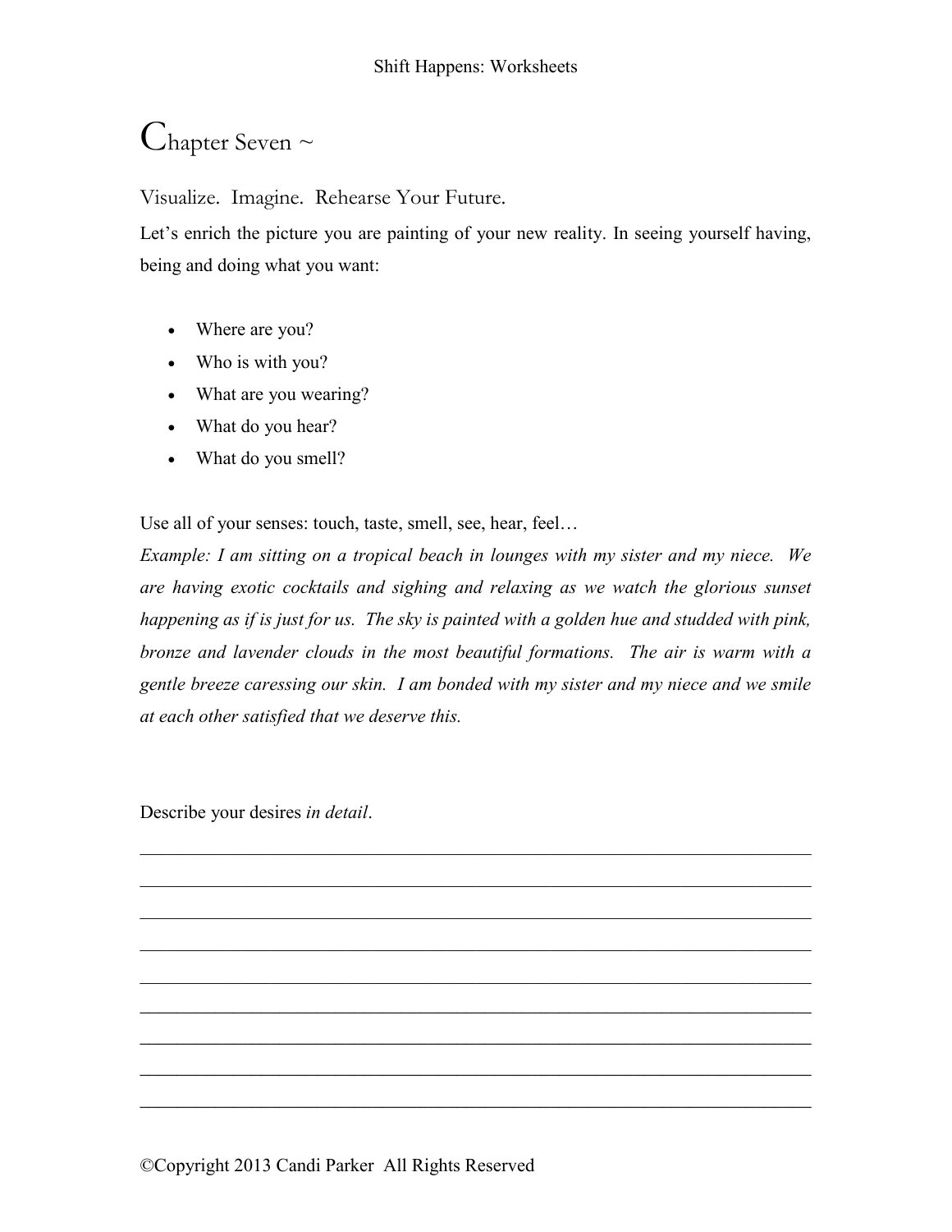# Chapter Seven ~

## Visualize. Imagine. Rehearse Your Future.

Let's enrich the picture you are painting of your new reality. In seeing yourself having, being and doing what you want:

- Where are you?
- Who is with you?
- What are you wearing?
- What do you hear?
- What do you smell?

Use all of your senses: touch, taste, smell, see, hear, feel…

*Example: I am sitting on a tropical beach in lounges with my sister and my niece. We are having exotic cocktails and sighing and relaxing as we watch the glorious sunset happening as if is just for us. The sky is painted with a golden hue and studded with pink, bronze and lavender clouds in the most beautiful formations. The air is warm with a gentle breeze caressing our skin. I am bonded with my sister and my niece and we smile at each other satisfied that we deserve this.*

Describe your desires *in detail*.

\_\_\_\_\_\_\_\_\_\_\_\_\_\_\_\_\_\_\_\_\_\_\_\_\_\_\_\_\_\_\_\_\_\_\_\_\_\_\_\_\_\_\_\_\_\_\_\_\_\_\_\_\_\_\_\_\_\_\_\_\_\_\_\_\_\_\_\_\_\_\_\_

\_\_\_\_\_\_\_\_\_\_\_\_\_\_\_\_\_\_\_\_\_\_\_\_\_\_\_\_\_\_\_\_\_\_\_\_\_\_\_\_\_\_\_\_\_\_\_\_\_\_\_\_\_\_\_\_\_\_\_\_\_\_\_\_\_\_\_\_\_\_\_\_

\_\_\_\_\_\_\_\_\_\_\_\_\_\_\_\_\_\_\_\_\_\_\_\_\_\_\_\_\_\_\_\_\_\_\_\_\_\_\_\_\_\_\_\_\_\_\_\_\_\_\_\_\_\_\_\_\_\_\_\_\_\_\_\_\_\_\_\_\_\_\_\_

\_\_\_\_\_\_\_\_\_\_\_\_\_\_\_\_\_\_\_\_\_\_\_\_\_\_\_\_\_\_\_\_\_\_\_\_\_\_\_\_\_\_\_\_\_\_\_\_\_\_\_\_\_\_\_\_\_\_\_\_\_\_\_\_\_\_\_\_\_\_\_\_

\_\_\_\_\_\_\_\_\_\_\_\_\_\_\_\_\_\_\_\_\_\_\_\_\_\_\_\_\_\_\_\_\_\_\_\_\_\_\_\_\_\_\_\_\_\_\_\_\_\_\_\_\_\_\_\_\_\_\_\_\_\_\_\_\_\_\_\_\_\_\_\_

\_\_\_\_\_\_\_\_\_\_\_\_\_\_\_\_\_\_\_\_\_\_\_\_\_\_\_\_\_\_\_\_\_\_\_\_\_\_\_\_\_\_\_\_\_\_\_\_\_\_\_\_\_\_\_\_\_\_\_\_\_\_\_\_\_\_\_\_\_\_\_\_

\_\_\_\_\_\_\_\_\_\_\_\_\_\_\_\_\_\_\_\_\_\_\_\_\_\_\_\_\_\_\_\_\_\_\_\_\_\_\_\_\_\_\_\_\_\_\_\_\_\_\_\_\_\_\_\_\_\_\_\_\_\_\_\_\_\_\_\_\_\_\_\_

\_\_\_\_\_\_\_\_\_\_\_\_\_\_\_\_\_\_\_\_\_\_\_\_\_\_\_\_\_\_\_\_\_\_\_\_\_\_\_\_\_\_\_\_\_\_\_\_\_\_\_\_\_\_\_\_\_\_\_\_\_\_\_\_\_\_\_\_\_\_\_\_

\_\_\_\_\_\_\_\_\_\_\_\_\_\_\_\_\_\_\_\_\_\_\_\_\_\_\_\_\_\_\_\_\_\_\_\_\_\_\_\_\_\_\_\_\_\_\_\_\_\_\_\_\_\_\_\_\_\_\_\_\_\_\_\_\_\_\_\_\_\_\_\_

©Copyright 2013 Candi Parker All Rights Reserved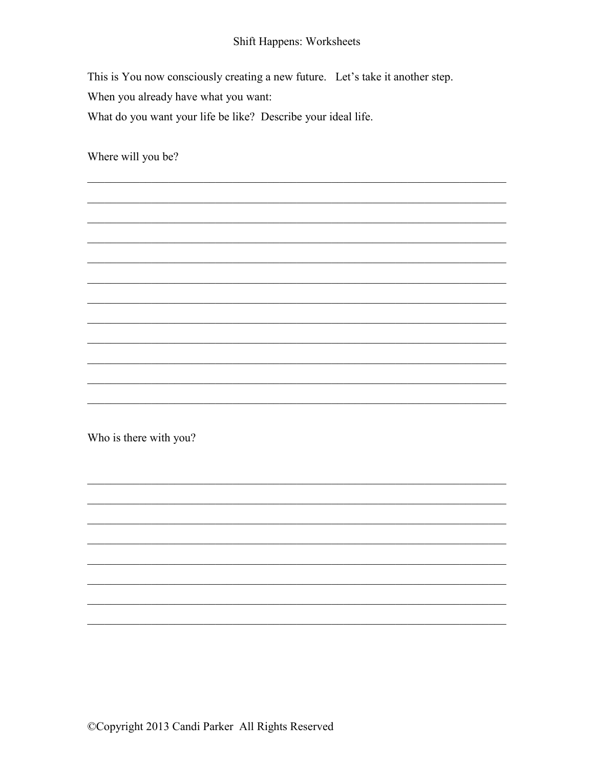This is You now consciously creating a new future. Let's take it another step.

When you already have what you want:

What do you want your life be like? Describe your ideal life.

Where will you be?

\_\_\_\_\_\_\_\_\_\_\_\_\_\_\_\_\_\_\_\_\_\_\_\_\_\_\_\_\_\_\_\_\_\_\_\_\_\_\_\_\_\_\_\_\_\_\_\_\_\_\_\_\_\_\_\_\_\_\_\_\_\_\_\_\_\_\_\_\_\_

\_\_\_\_\_\_\_\_\_\_\_\_\_\_\_\_\_\_\_\_\_\_\_\_\_\_\_\_\_\_\_\_\_\_\_\_\_\_\_\_\_\_\_\_\_\_\_\_\_\_\_\_\_\_\_\_\_\_\_\_\_\_\_\_\_\_\_\_\_\_

\_\_\_\_\_\_\_\_\_\_\_\_\_\_\_\_\_\_\_\_\_\_\_\_\_\_\_\_\_\_\_\_\_\_\_\_\_\_\_\_\_\_\_\_\_\_\_\_\_\_\_\_\_\_\_\_\_\_\_\_\_\_\_\_\_\_\_\_\_\_

\_\_\_\_\_\_\_\_\_\_\_\_\_\_\_\_\_\_\_\_\_\_\_\_\_\_\_\_\_\_\_\_\_\_\_\_\_\_\_\_\_\_\_\_\_\_\_\_\_\_\_\_\_\_\_\_\_\_\_\_\_\_\_\_\_\_\_\_\_\_

\_\_\_\_\_\_\_\_\_\_\_\_\_\_\_\_\_\_\_\_\_\_\_\_\_\_\_\_\_\_\_\_\_\_\_\_\_\_\_\_\_\_\_\_\_\_\_\_\_\_\_\_\_\_\_\_\_\_\_\_\_\_\_\_\_\_\_\_\_\_

\_\_\_\_\_\_\_\_\_\_\_\_\_\_\_\_\_\_\_\_\_\_\_\_\_\_\_\_\_\_\_\_\_\_\_\_\_\_\_\_\_\_\_\_\_\_\_\_\_\_\_\_\_\_\_\_\_\_\_\_\_\_\_\_\_\_\_\_\_\_

\_\_\_\_\_\_\_\_\_\_\_\_\_\_\_\_\_\_\_\_\_\_\_\_\_\_\_\_\_\_\_\_\_\_\_\_\_\_\_\_\_\_\_\_\_\_\_\_\_\_\_\_\_\_\_\_\_\_\_\_\_\_\_\_\_\_\_\_\_\_

\_\_\_\_\_\_\_\_\_\_\_\_\_\_\_\_\_\_\_\_\_\_\_\_\_\_\_\_\_\_\_\_\_\_\_\_\_\_\_\_\_\_\_\_\_\_\_\_\_\_\_\_\_\_\_\_\_\_\_\_\_\_\_\_\_\_\_\_\_\_

\_\_\_\_\_\_\_\_\_\_\_\_\_\_\_\_\_\_\_\_\_\_\_\_\_\_\_\_\_\_\_\_\_\_\_\_\_\_\_\_\_\_\_\_\_\_\_\_\_\_\_\_\_\_\_\_\_\_\_\_\_\_\_\_\_\_\_\_\_\_

\_\_\_\_\_\_\_\_\_\_\_\_\_\_\_\_\_\_\_\_\_\_\_\_\_\_\_\_\_\_\_\_\_\_\_\_\_\_\_\_\_\_\_\_\_\_\_\_\_\_\_\_\_\_\_\_\_\_\_\_\_\_\_\_\_\_\_\_\_\_

\_\_\_\_\_\_\_\_\_\_\_\_\_\_\_\_\_\_\_\_\_\_\_\_\_\_\_\_\_\_\_\_\_\_\_\_\_\_\_\_\_\_\_\_\_\_\_\_\_\_\_\_\_\_\_\_\_\_\_\_\_\_\_\_\_\_\_\_\_\_

\_\_\_\_\_\_\_\_\_\_\_\_\_\_\_\_\_\_\_\_\_\_\_\_\_\_\_\_\_\_\_\_\_\_\_\_\_\_\_\_\_\_\_\_\_\_\_\_\_\_\_\_\_\_\_\_\_\_\_\_\_\_\_\_\_\_\_\_\_\_

Who is there with you?

\_\_\_\_\_\_\_\_\_\_\_\_\_\_\_\_\_\_\_\_\_\_\_\_\_\_\_\_\_\_\_\_\_\_\_\_\_\_\_\_\_\_\_\_\_\_\_\_\_\_\_\_\_\_\_\_\_\_\_\_\_\_\_\_\_\_\_\_\_\_

\_\_\_\_\_\_\_\_\_\_\_\_\_\_\_\_\_\_\_\_\_\_\_\_\_\_\_\_\_\_\_\_\_\_\_\_\_\_\_\_\_\_\_\_\_\_\_\_\_\_\_\_\_\_\_\_\_\_\_\_\_\_\_\_\_\_\_\_\_\_

\_\_\_\_\_\_\_\_\_\_\_\_\_\_\_\_\_\_\_\_\_\_\_\_\_\_\_\_\_\_\_\_\_\_\_\_\_\_\_\_\_\_\_\_\_\_\_\_\_\_\_\_\_\_\_\_\_\_\_\_\_\_\_\_\_\_\_\_\_\_

\_\_\_\_\_\_\_\_\_\_\_\_\_\_\_\_\_\_\_\_\_\_\_\_\_\_\_\_\_\_\_\_\_\_\_\_\_\_\_\_\_\_\_\_\_\_\_\_\_\_\_\_\_\_\_\_\_\_\_\_\_\_\_\_\_\_\_\_\_\_

\_\_\_\_\_\_\_\_\_\_\_\_\_\_\_\_\_\_\_\_\_\_\_\_\_\_\_\_\_\_\_\_\_\_\_\_\_\_\_\_\_\_\_\_\_\_\_\_\_\_\_\_\_\_\_\_\_\_\_\_\_\_\_\_\_\_\_\_\_\_

\_\_\_\_\_\_\_\_\_\_\_\_\_\_\_\_\_\_\_\_\_\_\_\_\_\_\_\_\_\_\_\_\_\_\_\_\_\_\_\_\_\_\_\_\_\_\_\_\_\_\_\_\_\_\_\_\_\_\_\_\_\_\_\_\_\_\_\_\_\_

\_\_\_\_\_\_\_\_\_\_\_\_\_\_\_\_\_\_\_\_\_\_\_\_\_\_\_\_\_\_\_\_\_\_\_\_\_\_\_\_\_\_\_\_\_\_\_\_\_\_\_\_\_\_\_\_\_\_\_\_\_\_\_\_\_\_\_\_\_\_

\_\_\_\_\_\_\_\_\_\_\_\_\_\_\_\_\_\_\_\_\_\_\_\_\_\_\_\_\_\_\_\_\_\_\_\_\_\_\_\_\_\_\_\_\_\_\_\_\_\_\_\_\_\_\_\_\_\_\_\_\_\_\_\_\_\_\_\_\_\_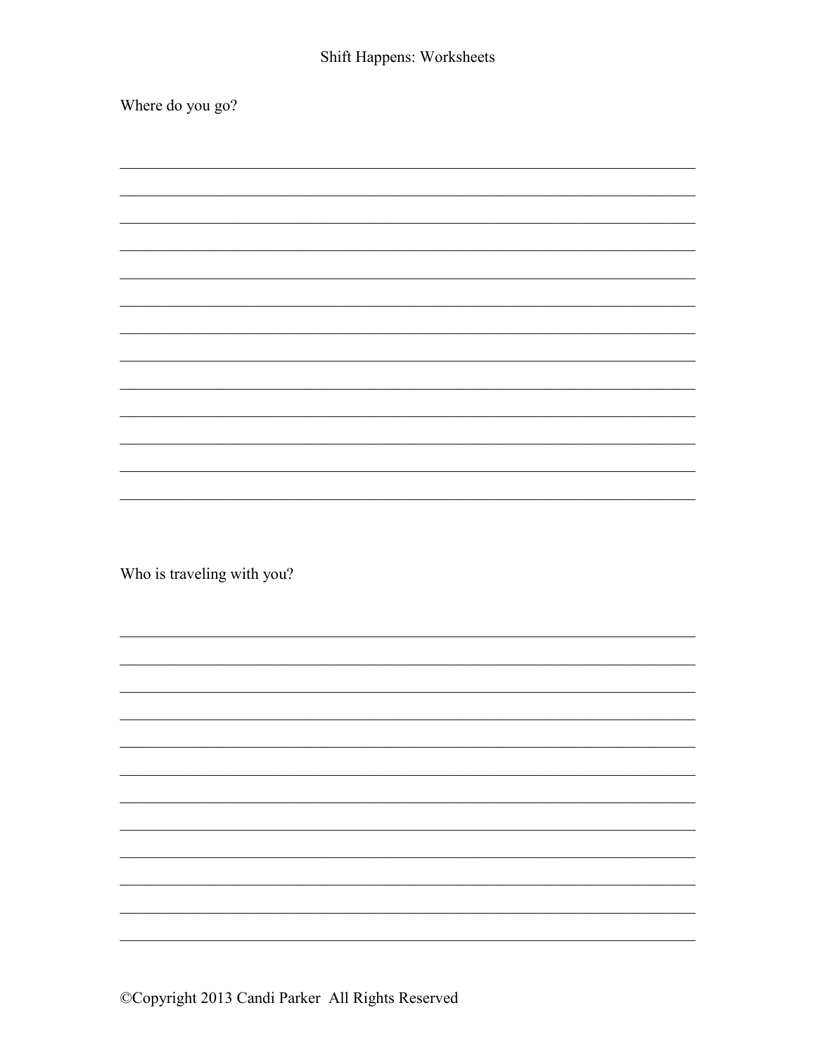Where do you go?

Who is traveling with you?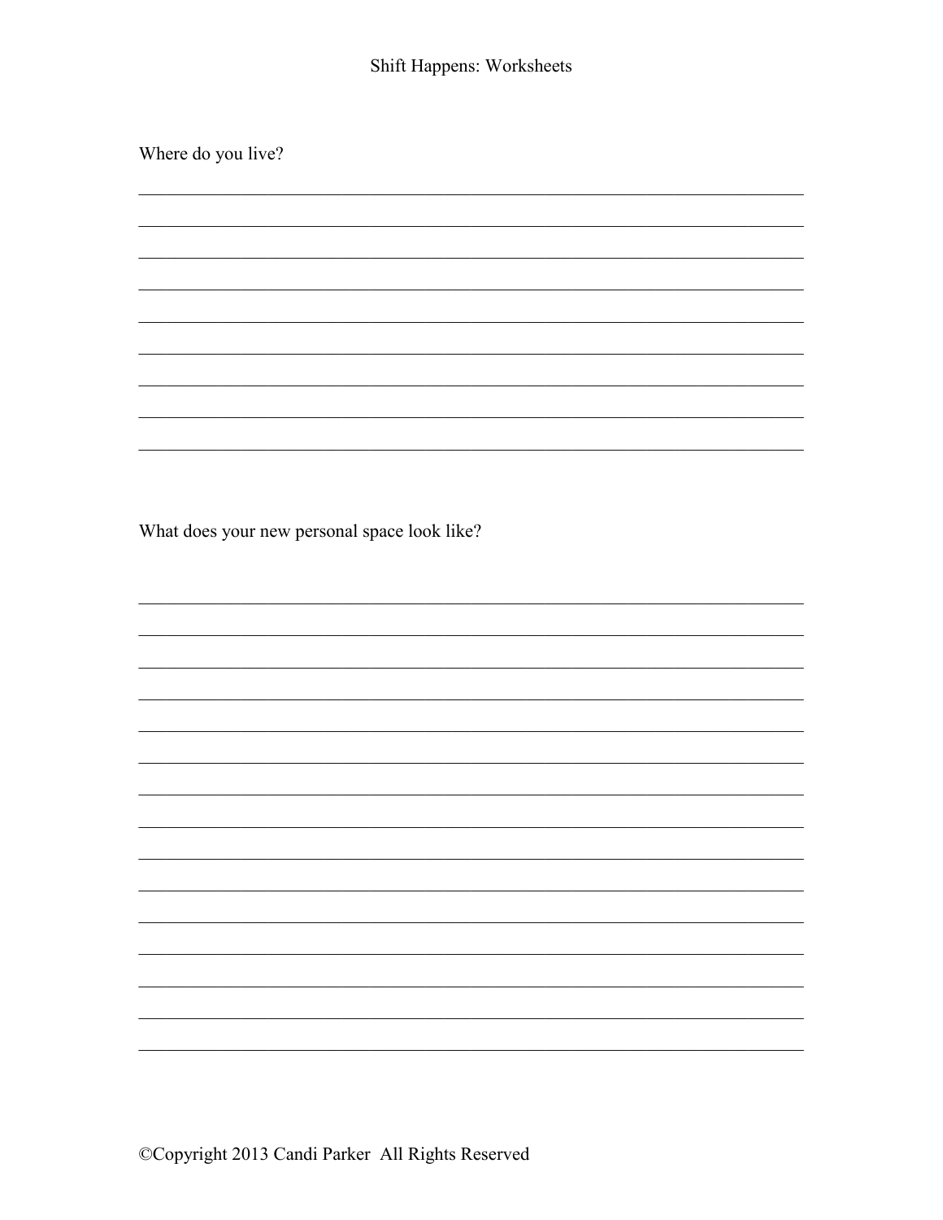Where do you live?

What does your new personal space look like?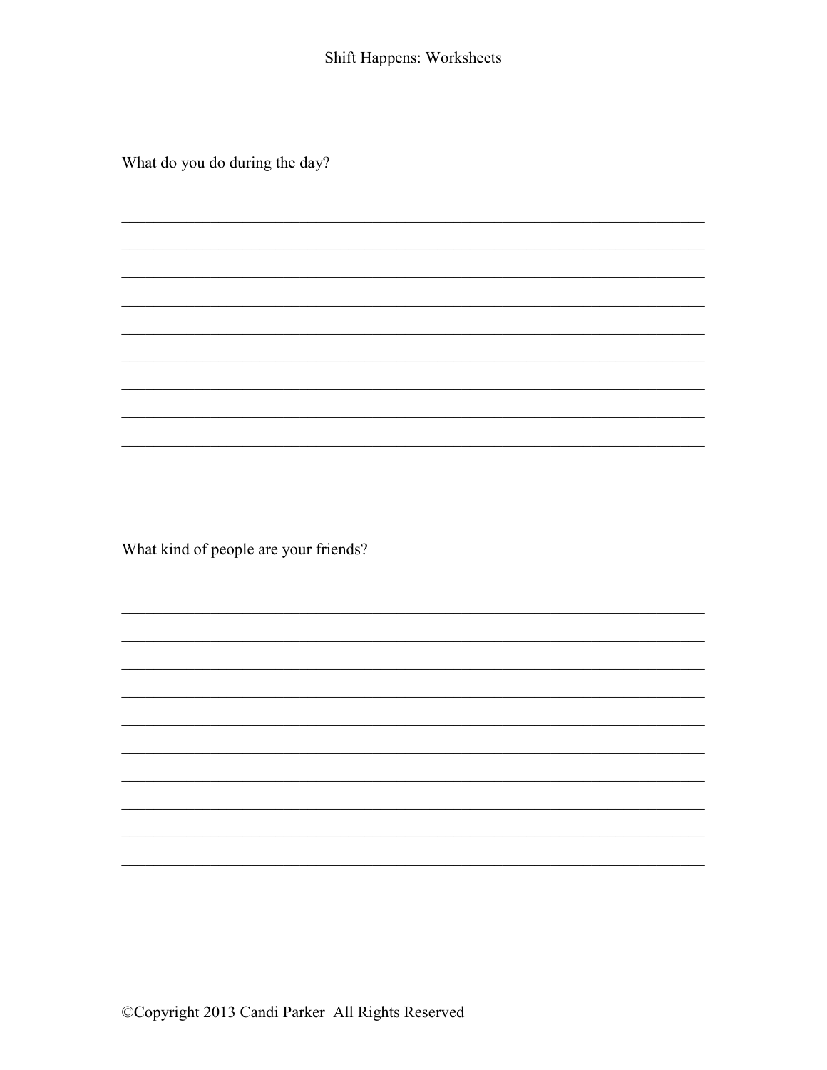What do you do during the day?

_______________________________________________________________________

_______________________________________________________________________

_______________________________________________________________________

_______________________________________________________________________

_______________________________________________________________________

_______________________________________________________________________

_______________________________________________________________________

_______________________________________________________________________

_______________________________________________________________________

What kind of people are your friends?

_______________________________________________________________________

_______________________________________________________________________

_______________________________________________________________________

_______________________________________________________________________

_______________________________________________________________________

_______________________________________________________________________

_______________________________________________________________________

_______________________________________________________________________

_______________________________________________________________________

_______________________________________________________________________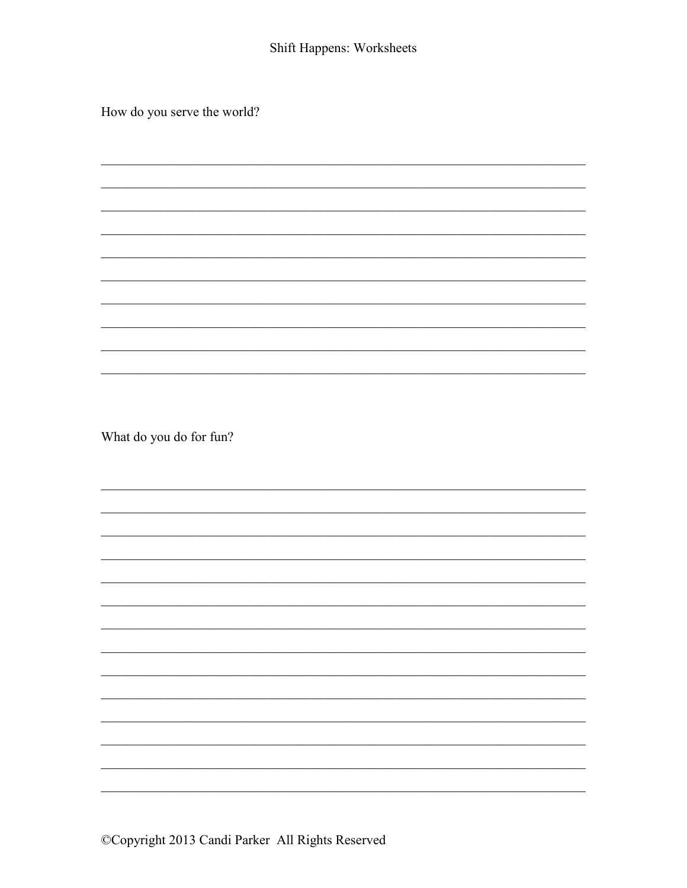How do you serve the world?

What do you do for fun?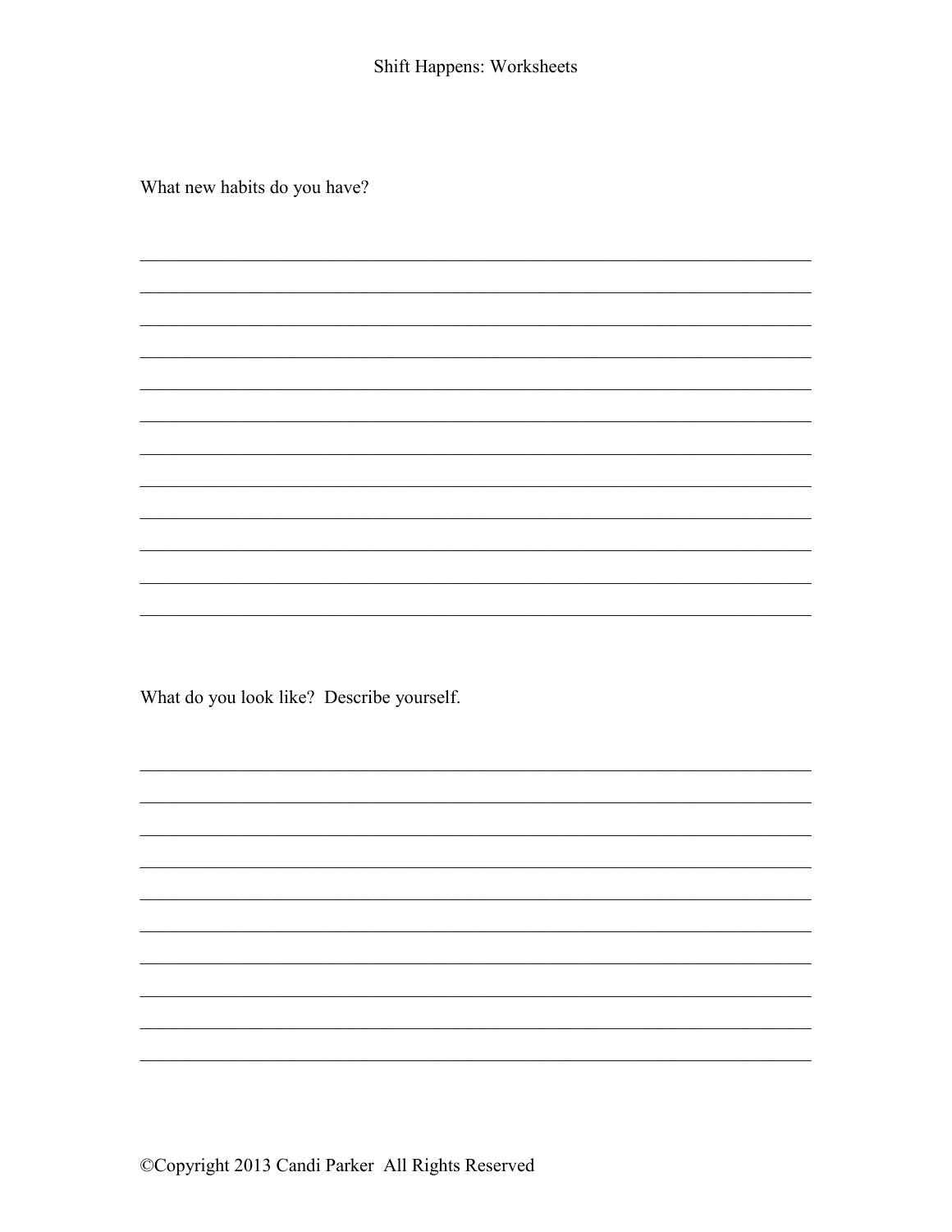What new habits do you have?

\_\_\_\_\_\_\_\_\_\_\_\_\_\_\_\_\_\_\_\_\_\_\_\_\_\_\_\_\_\_\_\_\_\_\_\_\_\_\_\_\_\_\_\_\_\_\_\_\_\_\_\_\_\_\_\_\_\_\_\_\_\_\_\_\_\_\_\_\_\_

\_\_\_\_\_\_\_\_\_\_\_\_\_\_\_\_\_\_\_\_\_\_\_\_\_\_\_\_\_\_\_\_\_\_\_\_\_\_\_\_\_\_\_\_\_\_\_\_\_\_\_\_\_\_\_\_\_\_\_\_\_\_\_\_\_\_\_\_\_\_

\_\_\_\_\_\_\_\_\_\_\_\_\_\_\_\_\_\_\_\_\_\_\_\_\_\_\_\_\_\_\_\_\_\_\_\_\_\_\_\_\_\_\_\_\_\_\_\_\_\_\_\_\_\_\_\_\_\_\_\_\_\_\_\_\_\_\_\_\_\_

\_\_\_\_\_\_\_\_\_\_\_\_\_\_\_\_\_\_\_\_\_\_\_\_\_\_\_\_\_\_\_\_\_\_\_\_\_\_\_\_\_\_\_\_\_\_\_\_\_\_\_\_\_\_\_\_\_\_\_\_\_\_\_\_\_\_\_\_\_\_

\_\_\_\_\_\_\_\_\_\_\_\_\_\_\_\_\_\_\_\_\_\_\_\_\_\_\_\_\_\_\_\_\_\_\_\_\_\_\_\_\_\_\_\_\_\_\_\_\_\_\_\_\_\_\_\_\_\_\_\_\_\_\_\_\_\_\_\_\_\_

\_\_\_\_\_\_\_\_\_\_\_\_\_\_\_\_\_\_\_\_\_\_\_\_\_\_\_\_\_\_\_\_\_\_\_\_\_\_\_\_\_\_\_\_\_\_\_\_\_\_\_\_\_\_\_\_\_\_\_\_\_\_\_\_\_\_\_\_\_\_

\_\_\_\_\_\_\_\_\_\_\_\_\_\_\_\_\_\_\_\_\_\_\_\_\_\_\_\_\_\_\_\_\_\_\_\_\_\_\_\_\_\_\_\_\_\_\_\_\_\_\_\_\_\_\_\_\_\_\_\_\_\_\_\_\_\_\_\_\_\_

\_\_\_\_\_\_\_\_\_\_\_\_\_\_\_\_\_\_\_\_\_\_\_\_\_\_\_\_\_\_\_\_\_\_\_\_\_\_\_\_\_\_\_\_\_\_\_\_\_\_\_\_\_\_\_\_\_\_\_\_\_\_\_\_\_\_\_\_\_\_

\_\_\_\_\_\_\_\_\_\_\_\_\_\_\_\_\_\_\_\_\_\_\_\_\_\_\_\_\_\_\_\_\_\_\_\_\_\_\_\_\_\_\_\_\_\_\_\_\_\_\_\_\_\_\_\_\_\_\_\_\_\_\_\_\_\_\_\_\_\_

\_\_\_\_\_\_\_\_\_\_\_\_\_\_\_\_\_\_\_\_\_\_\_\_\_\_\_\_\_\_\_\_\_\_\_\_\_\_\_\_\_\_\_\_\_\_\_\_\_\_\_\_\_\_\_\_\_\_\_\_\_\_\_\_\_\_\_\_\_\_

\_\_\_\_\_\_\_\_\_\_\_\_\_\_\_\_\_\_\_\_\_\_\_\_\_\_\_\_\_\_\_\_\_\_\_\_\_\_\_\_\_\_\_\_\_\_\_\_\_\_\_\_\_\_\_\_\_\_\_\_\_\_\_\_\_\_\_\_\_\_

\_\_\_\_\_\_\_\_\_\_\_\_\_\_\_\_\_\_\_\_\_\_\_\_\_\_\_\_\_\_\_\_\_\_\_\_\_\_\_\_\_\_\_\_\_\_\_\_\_\_\_\_\_\_\_\_\_\_\_\_\_\_\_\_\_\_\_\_\_\_

What do you look like? Describe yourself.

\_\_\_\_\_\_\_\_\_\_\_\_\_\_\_\_\_\_\_\_\_\_\_\_\_\_\_\_\_\_\_\_\_\_\_\_\_\_\_\_\_\_\_\_\_\_\_\_\_\_\_\_\_\_\_\_\_\_\_\_\_\_\_\_\_\_\_\_\_\_

\_\_\_\_\_\_\_\_\_\_\_\_\_\_\_\_\_\_\_\_\_\_\_\_\_\_\_\_\_\_\_\_\_\_\_\_\_\_\_\_\_\_\_\_\_\_\_\_\_\_\_\_\_\_\_\_\_\_\_\_\_\_\_\_\_\_\_\_\_\_

\_\_\_\_\_\_\_\_\_\_\_\_\_\_\_\_\_\_\_\_\_\_\_\_\_\_\_\_\_\_\_\_\_\_\_\_\_\_\_\_\_\_\_\_\_\_\_\_\_\_\_\_\_\_\_\_\_\_\_\_\_\_\_\_\_\_\_\_\_\_

\_\_\_\_\_\_\_\_\_\_\_\_\_\_\_\_\_\_\_\_\_\_\_\_\_\_\_\_\_\_\_\_\_\_\_\_\_\_\_\_\_\_\_\_\_\_\_\_\_\_\_\_\_\_\_\_\_\_\_\_\_\_\_\_\_\_\_\_\_\_

\_\_\_\_\_\_\_\_\_\_\_\_\_\_\_\_\_\_\_\_\_\_\_\_\_\_\_\_\_\_\_\_\_\_\_\_\_\_\_\_\_\_\_\_\_\_\_\_\_\_\_\_\_\_\_\_\_\_\_\_\_\_\_\_\_\_\_\_\_\_

\_\_\_\_\_\_\_\_\_\_\_\_\_\_\_\_\_\_\_\_\_\_\_\_\_\_\_\_\_\_\_\_\_\_\_\_\_\_\_\_\_\_\_\_\_\_\_\_\_\_\_\_\_\_\_\_\_\_\_\_\_\_\_\_\_\_\_\_\_\_

\_\_\_\_\_\_\_\_\_\_\_\_\_\_\_\_\_\_\_\_\_\_\_\_\_\_\_\_\_\_\_\_\_\_\_\_\_\_\_\_\_\_\_\_\_\_\_\_\_\_\_\_\_\_\_\_\_\_\_\_\_\_\_\_\_\_\_\_\_\_

\_\_\_\_\_\_\_\_\_\_\_\_\_\_\_\_\_\_\_\_\_\_\_\_\_\_\_\_\_\_\_\_\_\_\_\_\_\_\_\_\_\_\_\_\_\_\_\_\_\_\_\_\_\_\_\_\_\_\_\_\_\_\_\_\_\_\_\_\_\_

\_\_\_\_\_\_\_\_\_\_\_\_\_\_\_\_\_\_\_\_\_\_\_\_\_\_\_\_\_\_\_\_\_\_\_\_\_\_\_\_\_\_\_\_\_\_\_\_\_\_\_\_\_\_\_\_\_\_\_\_\_\_\_\_\_\_\_\_\_\_

\_\_\_\_\_\_\_\_\_\_\_\_\_\_\_\_\_\_\_\_\_\_\_\_\_\_\_\_\_\_\_\_\_\_\_\_\_\_\_\_\_\_\_\_\_\_\_\_\_\_\_\_\_\_\_\_\_\_\_\_\_\_\_\_\_\_\_\_\_\_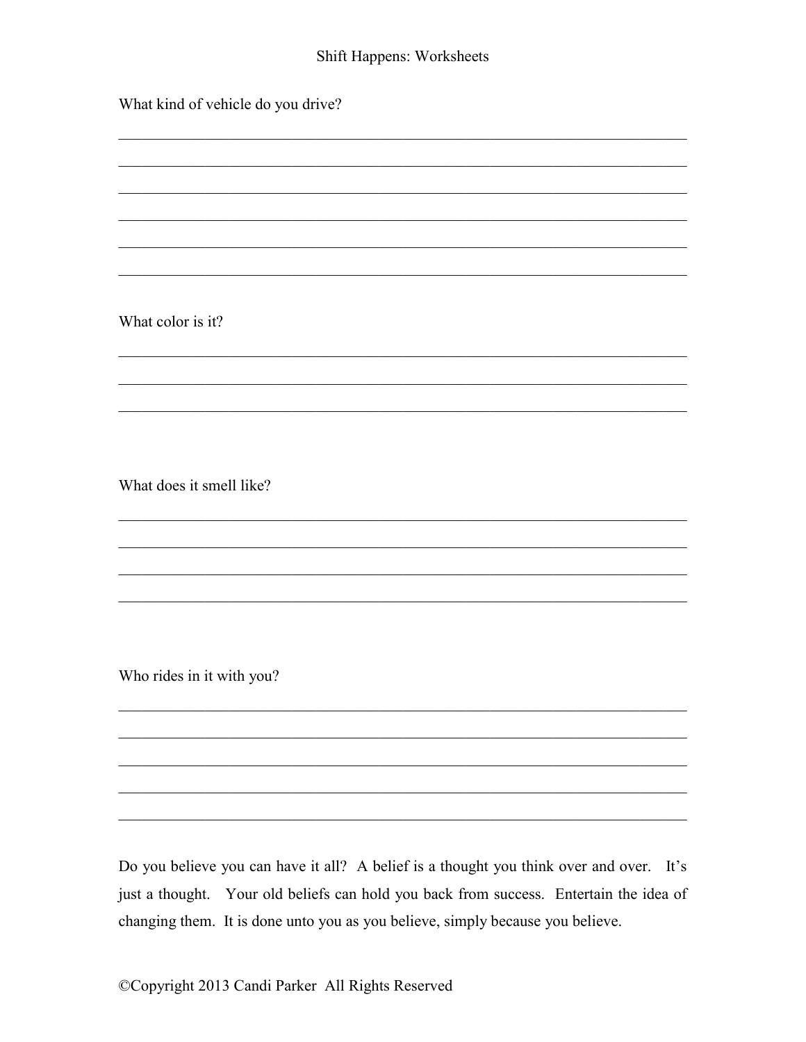What kind of vehicle do you drive?

______________________________________________________________________

______________________________________________________________________

______________________________________________________________________

______________________________________________________________________

______________________________________________________________________

______________________________________________________________________

What color is it?

______________________________________________________________________

______________________________________________________________________

______________________________________________________________________

What does it smell like?

______________________________________________________________________

______________________________________________________________________

______________________________________________________________________

______________________________________________________________________

Who rides in it with you?

______________________________________________________________________

______________________________________________________________________

______________________________________________________________________

______________________________________________________________________

______________________________________________________________________

Do you believe you can have it all? A belief is a thought you think over and over. It's just a thought. Your old beliefs can hold you back from success. Entertain the idea of changing them. It is done unto you as you believe, simply because you believe.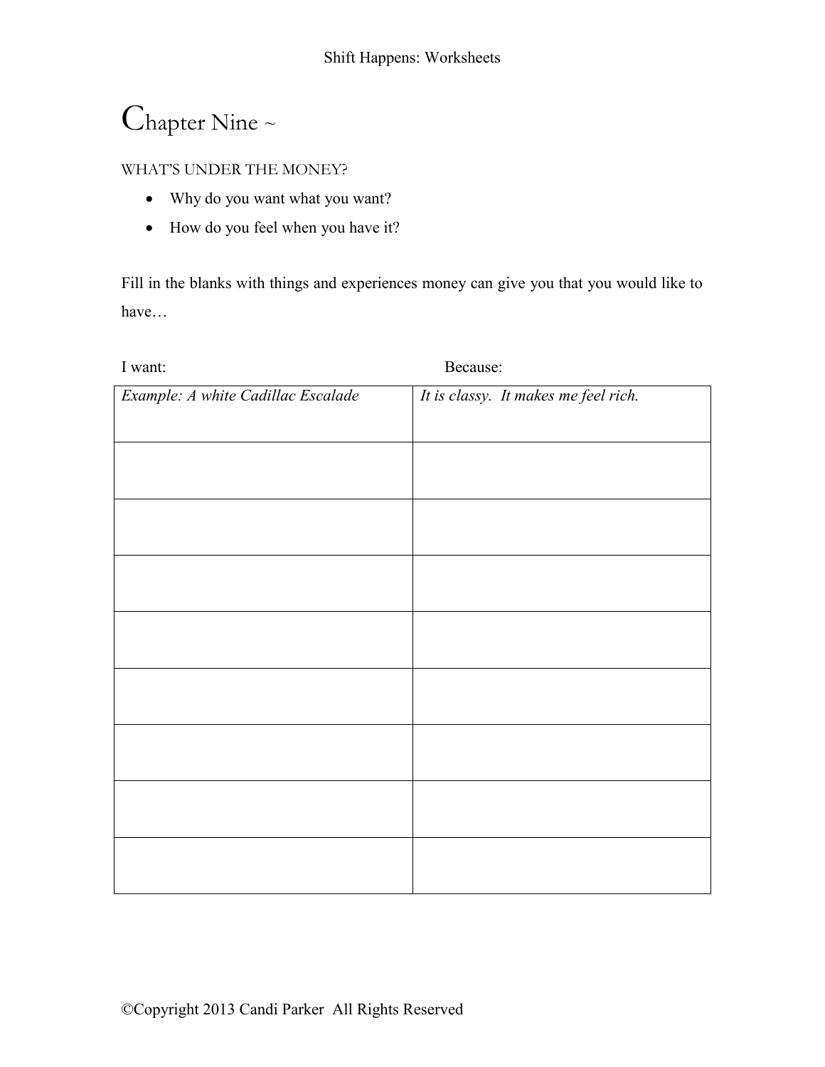# Chapter Nine ~

WHAT'S UNDER THE MONEY?

- Why do you want what you want?
- How do you feel when you have it?

Fill in the blanks with things and experiences money can give you that you would like to have…

| I want: | Because: |
|---|---|
| *Example: A white Cadillac Escalade* | *It is classy. It makes me feel rich.* |
| | |
| | |
| | |
| | |
| | |
| | |
| | |
| | |

©Copyright 2013 Candi Parker All Rights Reserved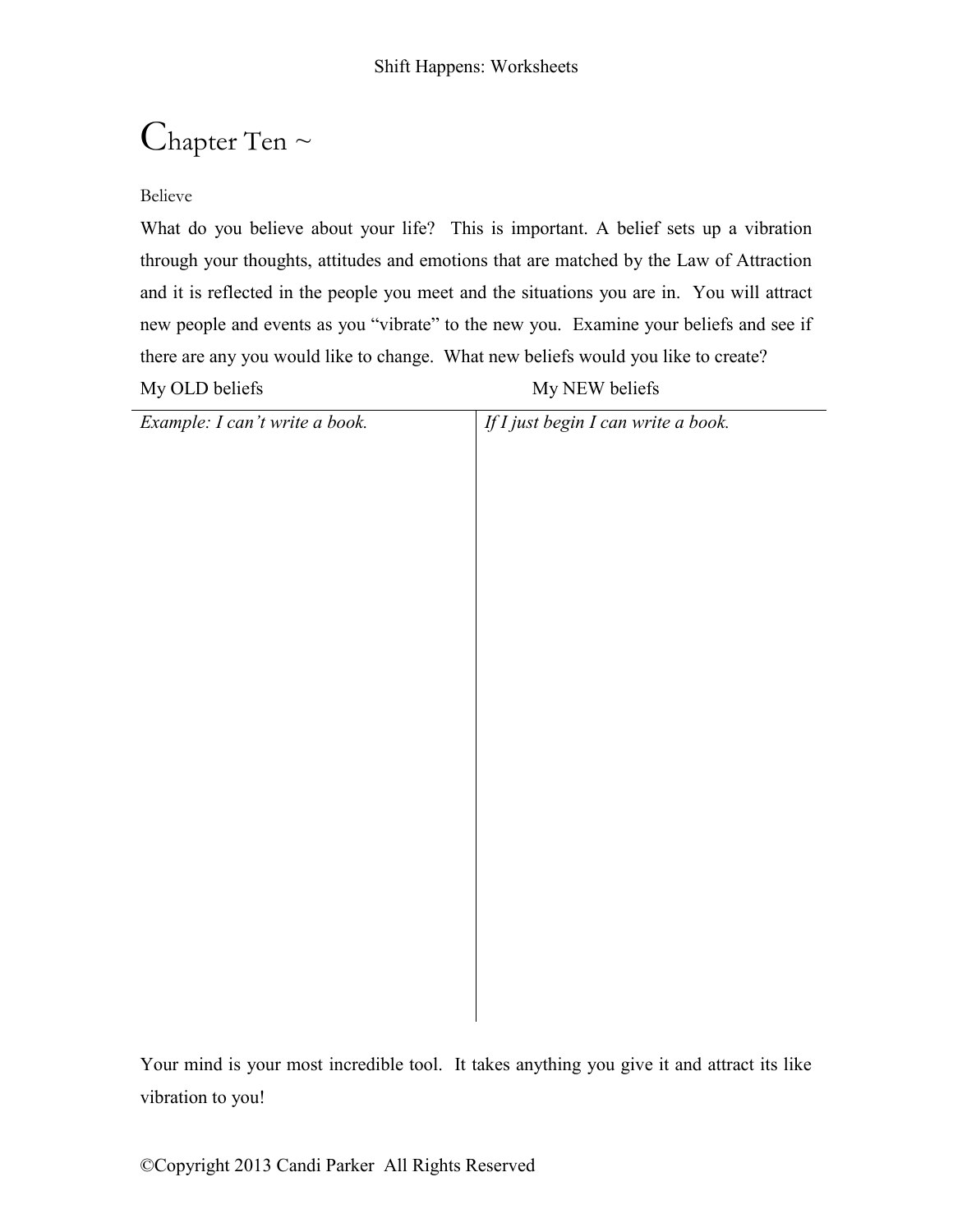# Chapter Ten ~

Believe

What do you believe about your life? This is important. A belief sets up a vibration through your thoughts, attitudes and emotions that are matched by the Law of Attraction and it is reflected in the people you meet and the situations you are in. You will attract new people and events as you "vibrate" to the new you. Examine your beliefs and see if there are any you would like to change. What new beliefs would you like to create?

| My OLD beliefs | My NEW beliefs |
| --- | --- |
| *Example: I can't write a book.* | *If I just begin I can write a book.* |

Your mind is your most incredible tool. It takes anything you give it and attract its like vibration to you!

©Copyright 2013 Candi Parker All Rights Reserved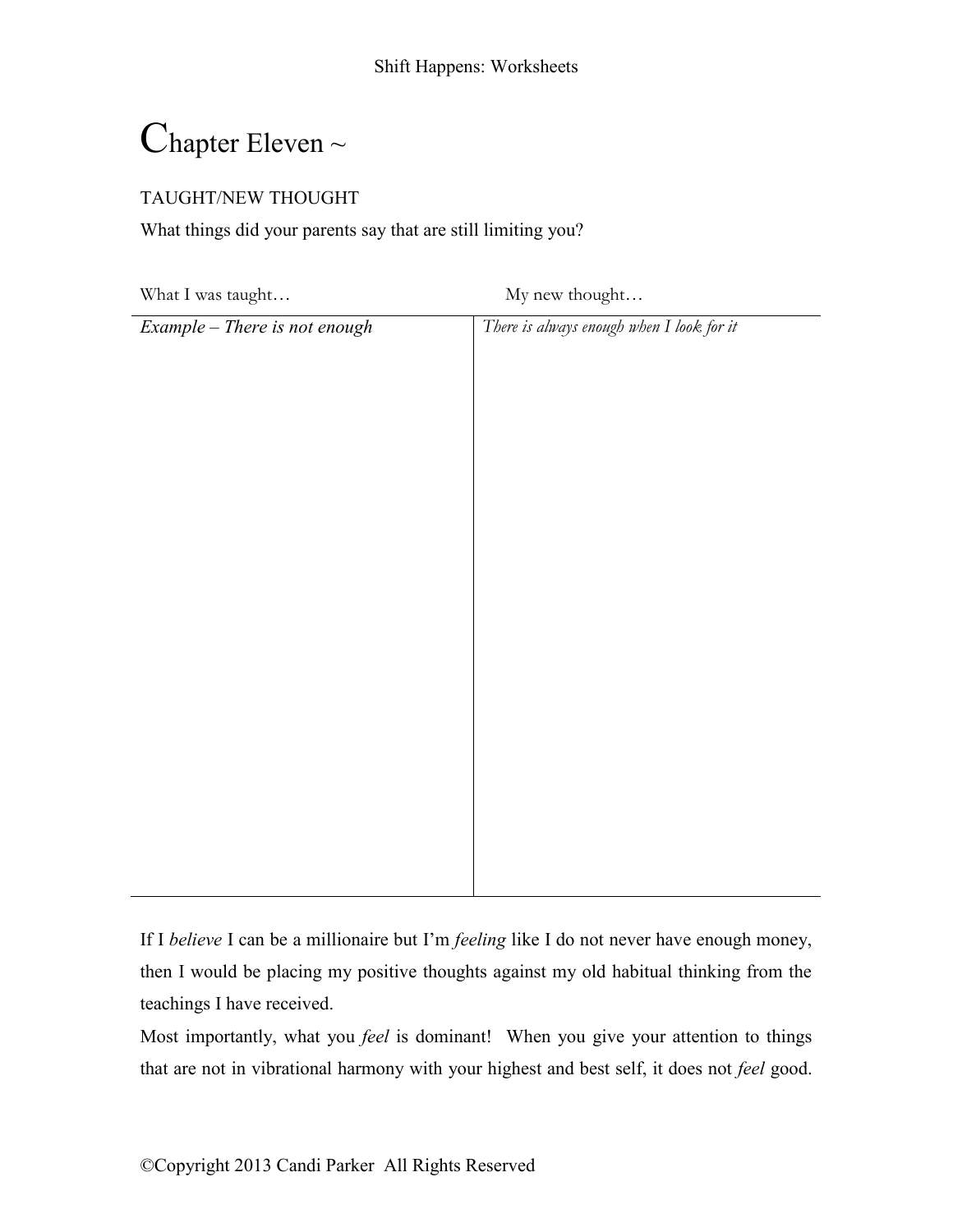# Chapter Eleven ~

TAUGHT/NEW THOUGHT

What things did your parents say that are still limiting you?

| What I was taught… | My new thought… |
|---|---|
| *Example – There is not enough* | *There is always enough when I look for it* |

If I *believe* I can be a millionaire but I'm *feeling* like I do not never have enough money, then I would be placing my positive thoughts against my old habitual thinking from the teachings I have received.

Most importantly, what you *feel* is dominant! When you give your attention to things that are not in vibrational harmony with your highest and best self, it does not *feel* good.

©Copyright 2013 Candi Parker All Rights Reserved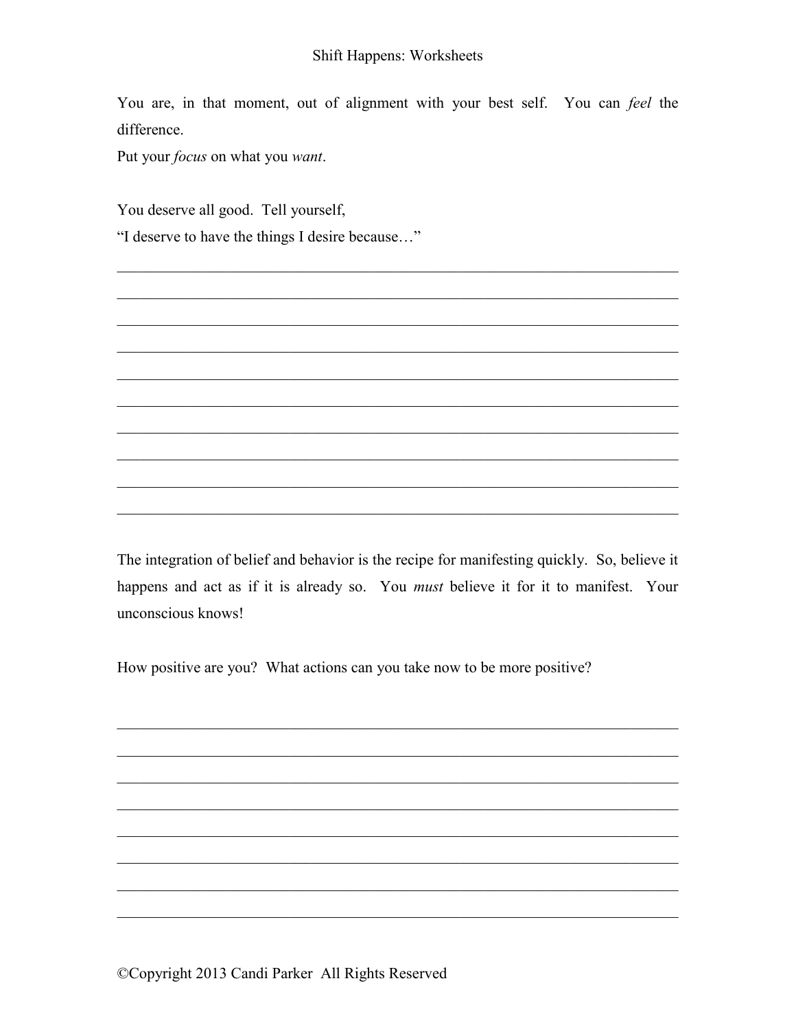You are, in that moment, out of alignment with your best self. You can *feel* the difference.

Put your *focus* on what you *want*.

You deserve all good. Tell yourself,

"I deserve to have the things I desire because…"

\_\_\_\_\_\_\_\_\_\_\_\_\_\_\_\_\_\_\_\_\_\_\_\_\_\_\_\_\_\_\_\_\_\_\_\_\_\_\_\_\_\_\_\_\_\_\_\_\_\_\_\_\_\_\_\_\_\_\_\_\_\_\_\_\_\_\_\_\_\_\_\_

\_\_\_\_\_\_\_\_\_\_\_\_\_\_\_\_\_\_\_\_\_\_\_\_\_\_\_\_\_\_\_\_\_\_\_\_\_\_\_\_\_\_\_\_\_\_\_\_\_\_\_\_\_\_\_\_\_\_\_\_\_\_\_\_\_\_\_\_\_\_\_\_

\_\_\_\_\_\_\_\_\_\_\_\_\_\_\_\_\_\_\_\_\_\_\_\_\_\_\_\_\_\_\_\_\_\_\_\_\_\_\_\_\_\_\_\_\_\_\_\_\_\_\_\_\_\_\_\_\_\_\_\_\_\_\_\_\_\_\_\_\_\_\_\_

\_\_\_\_\_\_\_\_\_\_\_\_\_\_\_\_\_\_\_\_\_\_\_\_\_\_\_\_\_\_\_\_\_\_\_\_\_\_\_\_\_\_\_\_\_\_\_\_\_\_\_\_\_\_\_\_\_\_\_\_\_\_\_\_\_\_\_\_\_\_\_\_

\_\_\_\_\_\_\_\_\_\_\_\_\_\_\_\_\_\_\_\_\_\_\_\_\_\_\_\_\_\_\_\_\_\_\_\_\_\_\_\_\_\_\_\_\_\_\_\_\_\_\_\_\_\_\_\_\_\_\_\_\_\_\_\_\_\_\_\_\_\_\_\_

\_\_\_\_\_\_\_\_\_\_\_\_\_\_\_\_\_\_\_\_\_\_\_\_\_\_\_\_\_\_\_\_\_\_\_\_\_\_\_\_\_\_\_\_\_\_\_\_\_\_\_\_\_\_\_\_\_\_\_\_\_\_\_\_\_\_\_\_\_\_\_\_

\_\_\_\_\_\_\_\_\_\_\_\_\_\_\_\_\_\_\_\_\_\_\_\_\_\_\_\_\_\_\_\_\_\_\_\_\_\_\_\_\_\_\_\_\_\_\_\_\_\_\_\_\_\_\_\_\_\_\_\_\_\_\_\_\_\_\_\_\_\_\_\_

\_\_\_\_\_\_\_\_\_\_\_\_\_\_\_\_\_\_\_\_\_\_\_\_\_\_\_\_\_\_\_\_\_\_\_\_\_\_\_\_\_\_\_\_\_\_\_\_\_\_\_\_\_\_\_\_\_\_\_\_\_\_\_\_\_\_\_\_\_\_\_\_

\_\_\_\_\_\_\_\_\_\_\_\_\_\_\_\_\_\_\_\_\_\_\_\_\_\_\_\_\_\_\_\_\_\_\_\_\_\_\_\_\_\_\_\_\_\_\_\_\_\_\_\_\_\_\_\_\_\_\_\_\_\_\_\_\_\_\_\_\_\_\_\_

\_\_\_\_\_\_\_\_\_\_\_\_\_\_\_\_\_\_\_\_\_\_\_\_\_\_\_\_\_\_\_\_\_\_\_\_\_\_\_\_\_\_\_\_\_\_\_\_\_\_\_\_\_\_\_\_\_\_\_\_\_\_\_\_\_\_\_\_\_\_\_\_

The integration of belief and behavior is the recipe for manifesting quickly. So, believe it happens and act as if it is already so. You *must* believe it for it to manifest. Your unconscious knows!

How positive are you? What actions can you take now to be more positive?

\_\_\_\_\_\_\_\_\_\_\_\_\_\_\_\_\_\_\_\_\_\_\_\_\_\_\_\_\_\_\_\_\_\_\_\_\_\_\_\_\_\_\_\_\_\_\_\_\_\_\_\_\_\_\_\_\_\_\_\_\_\_\_\_\_\_\_\_\_\_\_\_

\_\_\_\_\_\_\_\_\_\_\_\_\_\_\_\_\_\_\_\_\_\_\_\_\_\_\_\_\_\_\_\_\_\_\_\_\_\_\_\_\_\_\_\_\_\_\_\_\_\_\_\_\_\_\_\_\_\_\_\_\_\_\_\_\_\_\_\_\_\_\_\_

\_\_\_\_\_\_\_\_\_\_\_\_\_\_\_\_\_\_\_\_\_\_\_\_\_\_\_\_\_\_\_\_\_\_\_\_\_\_\_\_\_\_\_\_\_\_\_\_\_\_\_\_\_\_\_\_\_\_\_\_\_\_\_\_\_\_\_\_\_\_\_\_

\_\_\_\_\_\_\_\_\_\_\_\_\_\_\_\_\_\_\_\_\_\_\_\_\_\_\_\_\_\_\_\_\_\_\_\_\_\_\_\_\_\_\_\_\_\_\_\_\_\_\_\_\_\_\_\_\_\_\_\_\_\_\_\_\_\_\_\_\_\_\_\_

\_\_\_\_\_\_\_\_\_\_\_\_\_\_\_\_\_\_\_\_\_\_\_\_\_\_\_\_\_\_\_\_\_\_\_\_\_\_\_\_\_\_\_\_\_\_\_\_\_\_\_\_\_\_\_\_\_\_\_\_\_\_\_\_\_\_\_\_\_\_\_\_

\_\_\_\_\_\_\_\_\_\_\_\_\_\_\_\_\_\_\_\_\_\_\_\_\_\_\_\_\_\_\_\_\_\_\_\_\_\_\_\_\_\_\_\_\_\_\_\_\_\_\_\_\_\_\_\_\_\_\_\_\_\_\_\_\_\_\_\_\_\_\_\_

\_\_\_\_\_\_\_\_\_\_\_\_\_\_\_\_\_\_\_\_\_\_\_\_\_\_\_\_\_\_\_\_\_\_\_\_\_\_\_\_\_\_\_\_\_\_\_\_\_\_\_\_\_\_\_\_\_\_\_\_\_\_\_\_\_\_\_\_\_\_\_\_

\_\_\_\_\_\_\_\_\_\_\_\_\_\_\_\_\_\_\_\_\_\_\_\_\_\_\_\_\_\_\_\_\_\_\_\_\_\_\_\_\_\_\_\_\_\_\_\_\_\_\_\_\_\_\_\_\_\_\_\_\_\_\_\_\_\_\_\_\_\_\_\_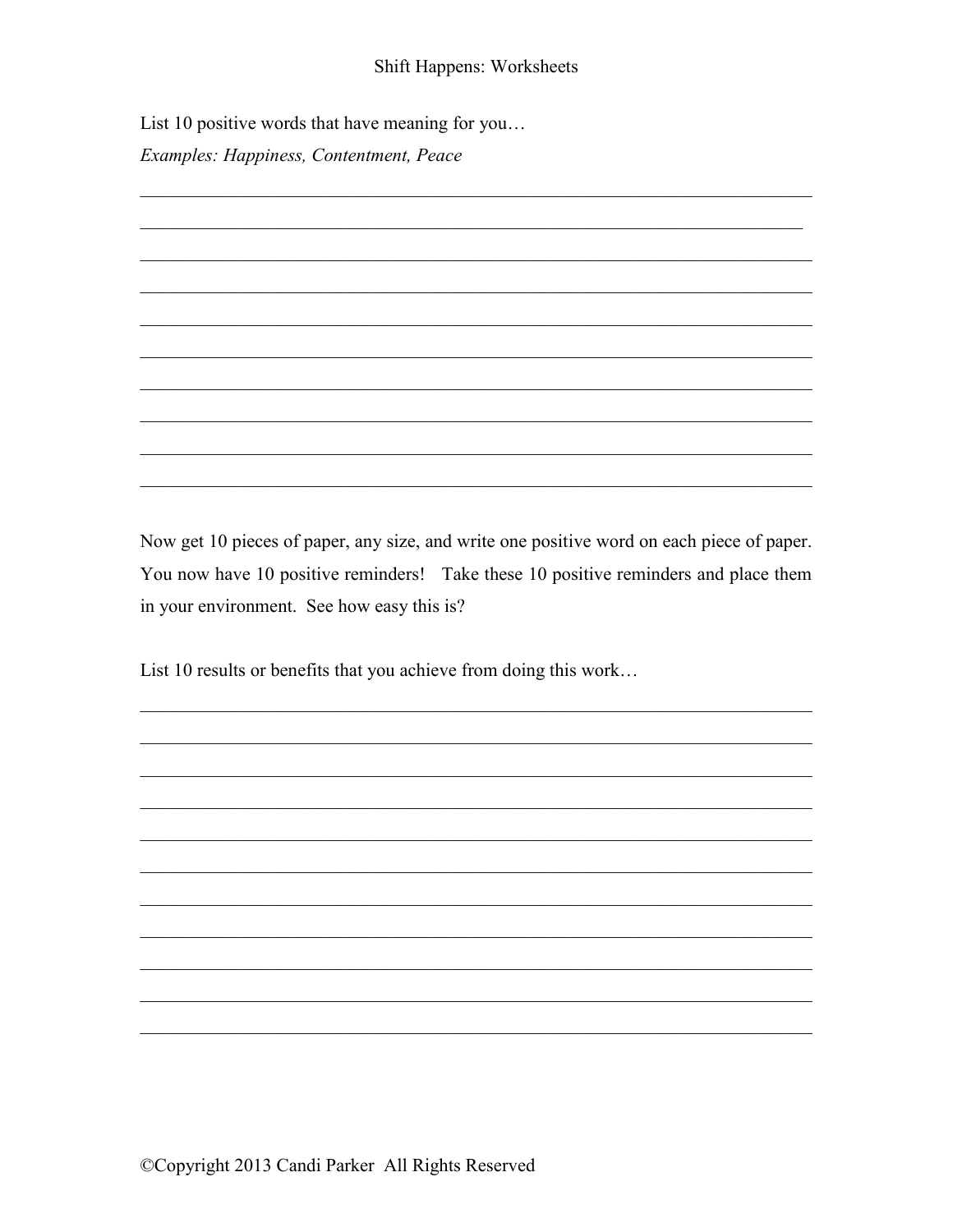List 10 positive words that have meaning for you…

*Examples: Happiness, Contentment, Peace*

\_\_\_\_\_\_\_\_\_\_\_\_\_\_\_\_\_\_\_\_\_\_\_\_\_\_\_\_\_\_\_\_\_\_\_\_\_\_\_\_\_\_\_\_\_\_\_\_\_\_\_\_\_\_\_\_\_\_\_\_\_\_\_\_\_\_\_\_\_\_

\_\_\_\_\_\_\_\_\_\_\_\_\_\_\_\_\_\_\_\_\_\_\_\_\_\_\_\_\_\_\_\_\_\_\_\_\_\_\_\_\_\_\_\_\_\_\_\_\_\_\_\_\_\_\_\_\_\_\_\_\_\_\_\_\_\_\_\_\_\_

\_\_\_\_\_\_\_\_\_\_\_\_\_\_\_\_\_\_\_\_\_\_\_\_\_\_\_\_\_\_\_\_\_\_\_\_\_\_\_\_\_\_\_\_\_\_\_\_\_\_\_\_\_\_\_\_\_\_\_\_\_\_\_\_\_\_\_\_\_\_

\_\_\_\_\_\_\_\_\_\_\_\_\_\_\_\_\_\_\_\_\_\_\_\_\_\_\_\_\_\_\_\_\_\_\_\_\_\_\_\_\_\_\_\_\_\_\_\_\_\_\_\_\_\_\_\_\_\_\_\_\_\_\_\_\_\_\_\_\_\_

\_\_\_\_\_\_\_\_\_\_\_\_\_\_\_\_\_\_\_\_\_\_\_\_\_\_\_\_\_\_\_\_\_\_\_\_\_\_\_\_\_\_\_\_\_\_\_\_\_\_\_\_\_\_\_\_\_\_\_\_\_\_\_\_\_\_\_\_\_\_

\_\_\_\_\_\_\_\_\_\_\_\_\_\_\_\_\_\_\_\_\_\_\_\_\_\_\_\_\_\_\_\_\_\_\_\_\_\_\_\_\_\_\_\_\_\_\_\_\_\_\_\_\_\_\_\_\_\_\_\_\_\_\_\_\_\_\_\_\_\_

\_\_\_\_\_\_\_\_\_\_\_\_\_\_\_\_\_\_\_\_\_\_\_\_\_\_\_\_\_\_\_\_\_\_\_\_\_\_\_\_\_\_\_\_\_\_\_\_\_\_\_\_\_\_\_\_\_\_\_\_\_\_\_\_\_\_\_\_\_\_

\_\_\_\_\_\_\_\_\_\_\_\_\_\_\_\_\_\_\_\_\_\_\_\_\_\_\_\_\_\_\_\_\_\_\_\_\_\_\_\_\_\_\_\_\_\_\_\_\_\_\_\_\_\_\_\_\_\_\_\_\_\_\_\_\_\_\_\_\_\_

\_\_\_\_\_\_\_\_\_\_\_\_\_\_\_\_\_\_\_\_\_\_\_\_\_\_\_\_\_\_\_\_\_\_\_\_\_\_\_\_\_\_\_\_\_\_\_\_\_\_\_\_\_\_\_\_\_\_\_\_\_\_\_\_\_\_\_\_\_\_

\_\_\_\_\_\_\_\_\_\_\_\_\_\_\_\_\_\_\_\_\_\_\_\_\_\_\_\_\_\_\_\_\_\_\_\_\_\_\_\_\_\_\_\_\_\_\_\_\_\_\_\_\_\_\_\_\_\_\_\_\_\_\_\_\_\_\_\_\_\_

Now get 10 pieces of paper, any size, and write one positive word on each piece of paper. You now have 10 positive reminders! Take these 10 positive reminders and place them in your environment. See how easy this is?

List 10 results or benefits that you achieve from doing this work…

\_\_\_\_\_\_\_\_\_\_\_\_\_\_\_\_\_\_\_\_\_\_\_\_\_\_\_\_\_\_\_\_\_\_\_\_\_\_\_\_\_\_\_\_\_\_\_\_\_\_\_\_\_\_\_\_\_\_\_\_\_\_\_\_\_\_\_\_\_\_

\_\_\_\_\_\_\_\_\_\_\_\_\_\_\_\_\_\_\_\_\_\_\_\_\_\_\_\_\_\_\_\_\_\_\_\_\_\_\_\_\_\_\_\_\_\_\_\_\_\_\_\_\_\_\_\_\_\_\_\_\_\_\_\_\_\_\_\_\_\_

\_\_\_\_\_\_\_\_\_\_\_\_\_\_\_\_\_\_\_\_\_\_\_\_\_\_\_\_\_\_\_\_\_\_\_\_\_\_\_\_\_\_\_\_\_\_\_\_\_\_\_\_\_\_\_\_\_\_\_\_\_\_\_\_\_\_\_\_\_\_

\_\_\_\_\_\_\_\_\_\_\_\_\_\_\_\_\_\_\_\_\_\_\_\_\_\_\_\_\_\_\_\_\_\_\_\_\_\_\_\_\_\_\_\_\_\_\_\_\_\_\_\_\_\_\_\_\_\_\_\_\_\_\_\_\_\_\_\_\_\_

\_\_\_\_\_\_\_\_\_\_\_\_\_\_\_\_\_\_\_\_\_\_\_\_\_\_\_\_\_\_\_\_\_\_\_\_\_\_\_\_\_\_\_\_\_\_\_\_\_\_\_\_\_\_\_\_\_\_\_\_\_\_\_\_\_\_\_\_\_\_

\_\_\_\_\_\_\_\_\_\_\_\_\_\_\_\_\_\_\_\_\_\_\_\_\_\_\_\_\_\_\_\_\_\_\_\_\_\_\_\_\_\_\_\_\_\_\_\_\_\_\_\_\_\_\_\_\_\_\_\_\_\_\_\_\_\_\_\_\_\_

\_\_\_\_\_\_\_\_\_\_\_\_\_\_\_\_\_\_\_\_\_\_\_\_\_\_\_\_\_\_\_\_\_\_\_\_\_\_\_\_\_\_\_\_\_\_\_\_\_\_\_\_\_\_\_\_\_\_\_\_\_\_\_\_\_\_\_\_\_\_

\_\_\_\_\_\_\_\_\_\_\_\_\_\_\_\_\_\_\_\_\_\_\_\_\_\_\_\_\_\_\_\_\_\_\_\_\_\_\_\_\_\_\_\_\_\_\_\_\_\_\_\_\_\_\_\_\_\_\_\_\_\_\_\_\_\_\_\_\_\_

\_\_\_\_\_\_\_\_\_\_\_\_\_\_\_\_\_\_\_\_\_\_\_\_\_\_\_\_\_\_\_\_\_\_\_\_\_\_\_\_\_\_\_\_\_\_\_\_\_\_\_\_\_\_\_\_\_\_\_\_\_\_\_\_\_\_\_\_\_\_

\_\_\_\_\_\_\_\_\_\_\_\_\_\_\_\_\_\_\_\_\_\_\_\_\_\_\_\_\_\_\_\_\_\_\_\_\_\_\_\_\_\_\_\_\_\_\_\_\_\_\_\_\_\_\_\_\_\_\_\_\_\_\_\_\_\_\_\_\_\_

\_\_\_\_\_\_\_\_\_\_\_\_\_\_\_\_\_\_\_\_\_\_\_\_\_\_\_\_\_\_\_\_\_\_\_\_\_\_\_\_\_\_\_\_\_\_\_\_\_\_\_\_\_\_\_\_\_\_\_\_\_\_\_\_\_\_\_\_\_\_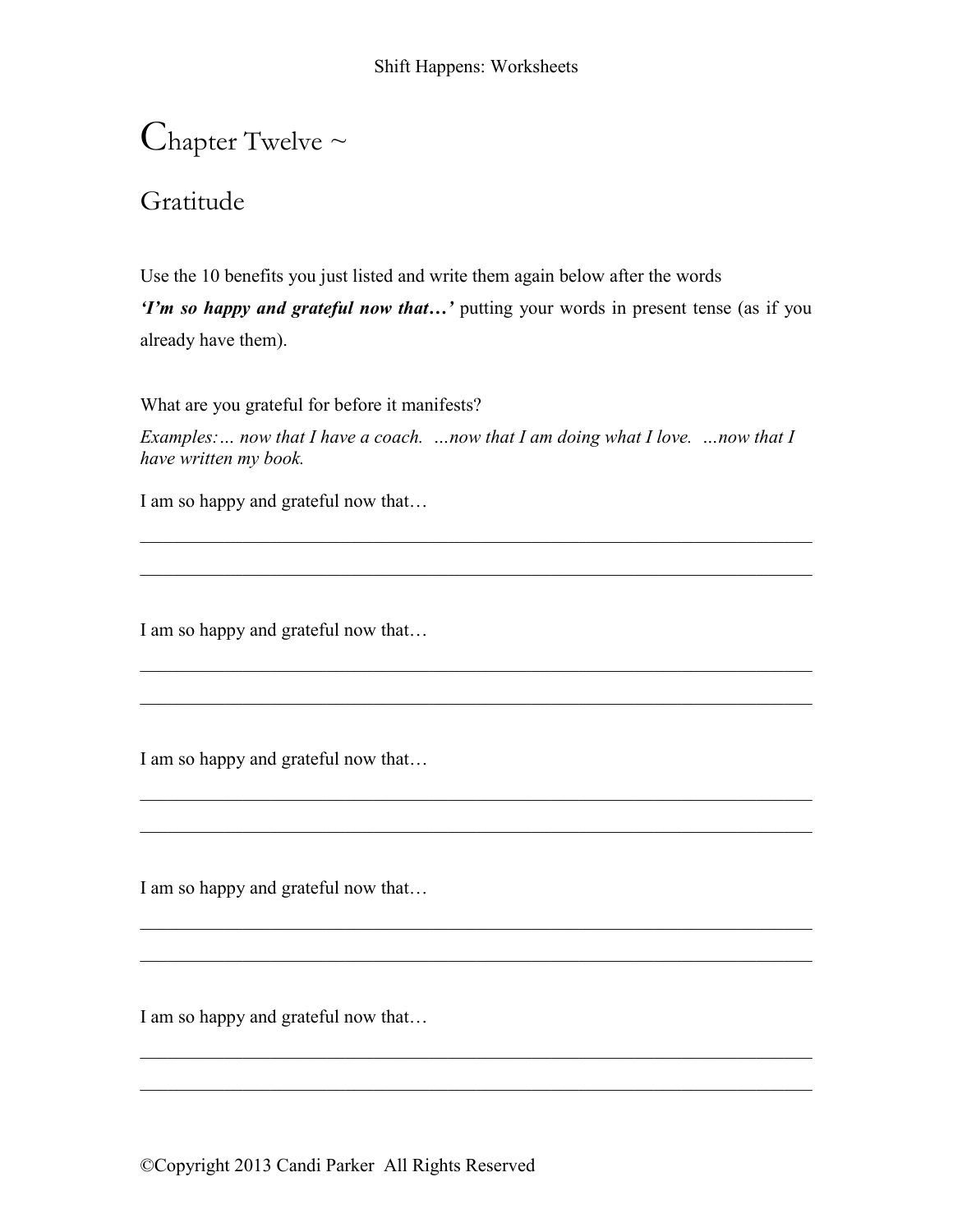# Chapter Twelve ~

## Gratitude

Use the 10 benefits you just listed and write them again below after the words ***'I'm so happy and grateful now that…'*** putting your words in present tense (as if you already have them).

What are you grateful for before it manifests?

*Examples:… now that I have a coach. …now that I am doing what I love. …now that I have written my book.*

I am so happy and grateful now that…

\_\_\_\_\_\_\_\_\_\_\_\_\_\_\_\_\_\_\_\_\_\_\_\_\_\_\_\_\_\_\_\_\_\_\_\_\_\_\_\_\_\_\_\_\_\_\_\_\_\_\_\_\_\_\_\_\_\_\_\_

\_\_\_\_\_\_\_\_\_\_\_\_\_\_\_\_\_\_\_\_\_\_\_\_\_\_\_\_\_\_\_\_\_\_\_\_\_\_\_\_\_\_\_\_\_\_\_\_\_\_\_\_\_\_\_\_\_\_\_\_

I am so happy and grateful now that…

\_\_\_\_\_\_\_\_\_\_\_\_\_\_\_\_\_\_\_\_\_\_\_\_\_\_\_\_\_\_\_\_\_\_\_\_\_\_\_\_\_\_\_\_\_\_\_\_\_\_\_\_\_\_\_\_\_\_\_\_

\_\_\_\_\_\_\_\_\_\_\_\_\_\_\_\_\_\_\_\_\_\_\_\_\_\_\_\_\_\_\_\_\_\_\_\_\_\_\_\_\_\_\_\_\_\_\_\_\_\_\_\_\_\_\_\_\_\_\_\_

I am so happy and grateful now that…

\_\_\_\_\_\_\_\_\_\_\_\_\_\_\_\_\_\_\_\_\_\_\_\_\_\_\_\_\_\_\_\_\_\_\_\_\_\_\_\_\_\_\_\_\_\_\_\_\_\_\_\_\_\_\_\_\_\_\_\_

\_\_\_\_\_\_\_\_\_\_\_\_\_\_\_\_\_\_\_\_\_\_\_\_\_\_\_\_\_\_\_\_\_\_\_\_\_\_\_\_\_\_\_\_\_\_\_\_\_\_\_\_\_\_\_\_\_\_\_\_

I am so happy and grateful now that…

\_\_\_\_\_\_\_\_\_\_\_\_\_\_\_\_\_\_\_\_\_\_\_\_\_\_\_\_\_\_\_\_\_\_\_\_\_\_\_\_\_\_\_\_\_\_\_\_\_\_\_\_\_\_\_\_\_\_\_\_

\_\_\_\_\_\_\_\_\_\_\_\_\_\_\_\_\_\_\_\_\_\_\_\_\_\_\_\_\_\_\_\_\_\_\_\_\_\_\_\_\_\_\_\_\_\_\_\_\_\_\_\_\_\_\_\_\_\_\_\_

I am so happy and grateful now that…

\_\_\_\_\_\_\_\_\_\_\_\_\_\_\_\_\_\_\_\_\_\_\_\_\_\_\_\_\_\_\_\_\_\_\_\_\_\_\_\_\_\_\_\_\_\_\_\_\_\_\_\_\_\_\_\_\_\_\_\_

\_\_\_\_\_\_\_\_\_\_\_\_\_\_\_\_\_\_\_\_\_\_\_\_\_\_\_\_\_\_\_\_\_\_\_\_\_\_\_\_\_\_\_\_\_\_\_\_\_\_\_\_\_\_\_\_\_\_\_\_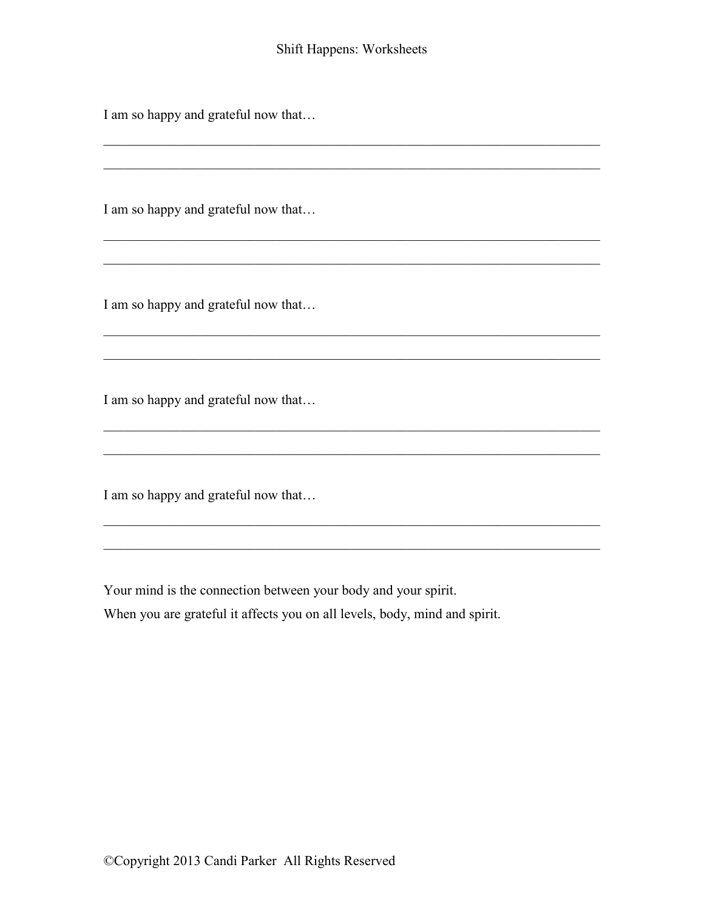I am so happy and grateful now that…

\_\_\_\_\_\_\_\_\_\_\_\_\_\_\_\_\_\_\_\_\_\_\_\_\_\_\_\_\_\_\_\_\_\_\_\_\_\_\_\_\_\_\_\_\_\_\_\_\_\_\_\_\_\_\_\_\_\_\_\_\_\_\_\_\_\_\_\_\_\_\_\_

\_\_\_\_\_\_\_\_\_\_\_\_\_\_\_\_\_\_\_\_\_\_\_\_\_\_\_\_\_\_\_\_\_\_\_\_\_\_\_\_\_\_\_\_\_\_\_\_\_\_\_\_\_\_\_\_\_\_\_\_\_\_\_\_\_\_\_\_\_\_\_\_

I am so happy and grateful now that…

\_\_\_\_\_\_\_\_\_\_\_\_\_\_\_\_\_\_\_\_\_\_\_\_\_\_\_\_\_\_\_\_\_\_\_\_\_\_\_\_\_\_\_\_\_\_\_\_\_\_\_\_\_\_\_\_\_\_\_\_\_\_\_\_\_\_\_\_\_\_\_\_

\_\_\_\_\_\_\_\_\_\_\_\_\_\_\_\_\_\_\_\_\_\_\_\_\_\_\_\_\_\_\_\_\_\_\_\_\_\_\_\_\_\_\_\_\_\_\_\_\_\_\_\_\_\_\_\_\_\_\_\_\_\_\_\_\_\_\_\_\_\_\_\_

I am so happy and grateful now that…

\_\_\_\_\_\_\_\_\_\_\_\_\_\_\_\_\_\_\_\_\_\_\_\_\_\_\_\_\_\_\_\_\_\_\_\_\_\_\_\_\_\_\_\_\_\_\_\_\_\_\_\_\_\_\_\_\_\_\_\_\_\_\_\_\_\_\_\_\_\_\_\_

\_\_\_\_\_\_\_\_\_\_\_\_\_\_\_\_\_\_\_\_\_\_\_\_\_\_\_\_\_\_\_\_\_\_\_\_\_\_\_\_\_\_\_\_\_\_\_\_\_\_\_\_\_\_\_\_\_\_\_\_\_\_\_\_\_\_\_\_\_\_\_\_

I am so happy and grateful now that…

\_\_\_\_\_\_\_\_\_\_\_\_\_\_\_\_\_\_\_\_\_\_\_\_\_\_\_\_\_\_\_\_\_\_\_\_\_\_\_\_\_\_\_\_\_\_\_\_\_\_\_\_\_\_\_\_\_\_\_\_\_\_\_\_\_\_\_\_\_\_\_\_

\_\_\_\_\_\_\_\_\_\_\_\_\_\_\_\_\_\_\_\_\_\_\_\_\_\_\_\_\_\_\_\_\_\_\_\_\_\_\_\_\_\_\_\_\_\_\_\_\_\_\_\_\_\_\_\_\_\_\_\_\_\_\_\_\_\_\_\_\_\_\_\_

I am so happy and grateful now that…

\_\_\_\_\_\_\_\_\_\_\_\_\_\_\_\_\_\_\_\_\_\_\_\_\_\_\_\_\_\_\_\_\_\_\_\_\_\_\_\_\_\_\_\_\_\_\_\_\_\_\_\_\_\_\_\_\_\_\_\_\_\_\_\_\_\_\_\_\_\_\_\_

\_\_\_\_\_\_\_\_\_\_\_\_\_\_\_\_\_\_\_\_\_\_\_\_\_\_\_\_\_\_\_\_\_\_\_\_\_\_\_\_\_\_\_\_\_\_\_\_\_\_\_\_\_\_\_\_\_\_\_\_\_\_\_\_\_\_\_\_\_\_\_\_

Your mind is the connection between your body and your spirit.

When you are grateful it affects you on all levels, body, mind and spirit.

©Copyright 2013 Candi Parker All Rights Reserved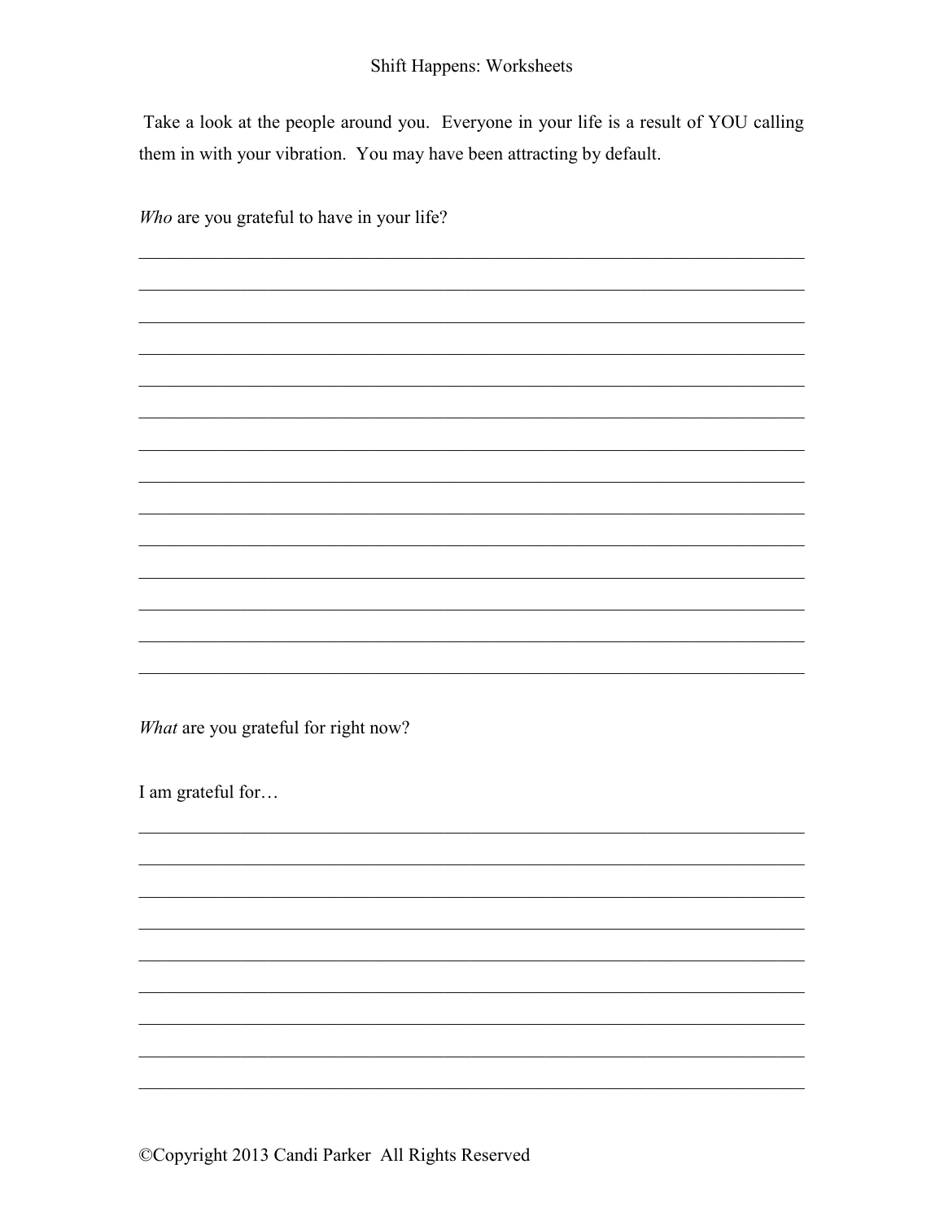Take a look at the people around you. Everyone in your life is a result of YOU calling them in with your vibration. You may have been attracting by default.

*Who* are you grateful to have in your life?

______________________________________________________________________
______________________________________________________________________
______________________________________________________________________
______________________________________________________________________
______________________________________________________________________
______________________________________________________________________
______________________________________________________________________
______________________________________________________________________
______________________________________________________________________
______________________________________________________________________
______________________________________________________________________
______________________________________________________________________
______________________________________________________________________
______________________________________________________________________

*What* are you grateful for right now?

I am grateful for…

______________________________________________________________________
______________________________________________________________________
______________________________________________________________________
______________________________________________________________________
______________________________________________________________________
______________________________________________________________________
______________________________________________________________________
______________________________________________________________________
______________________________________________________________________

©Copyright 2013 Candi Parker All Rights Reserved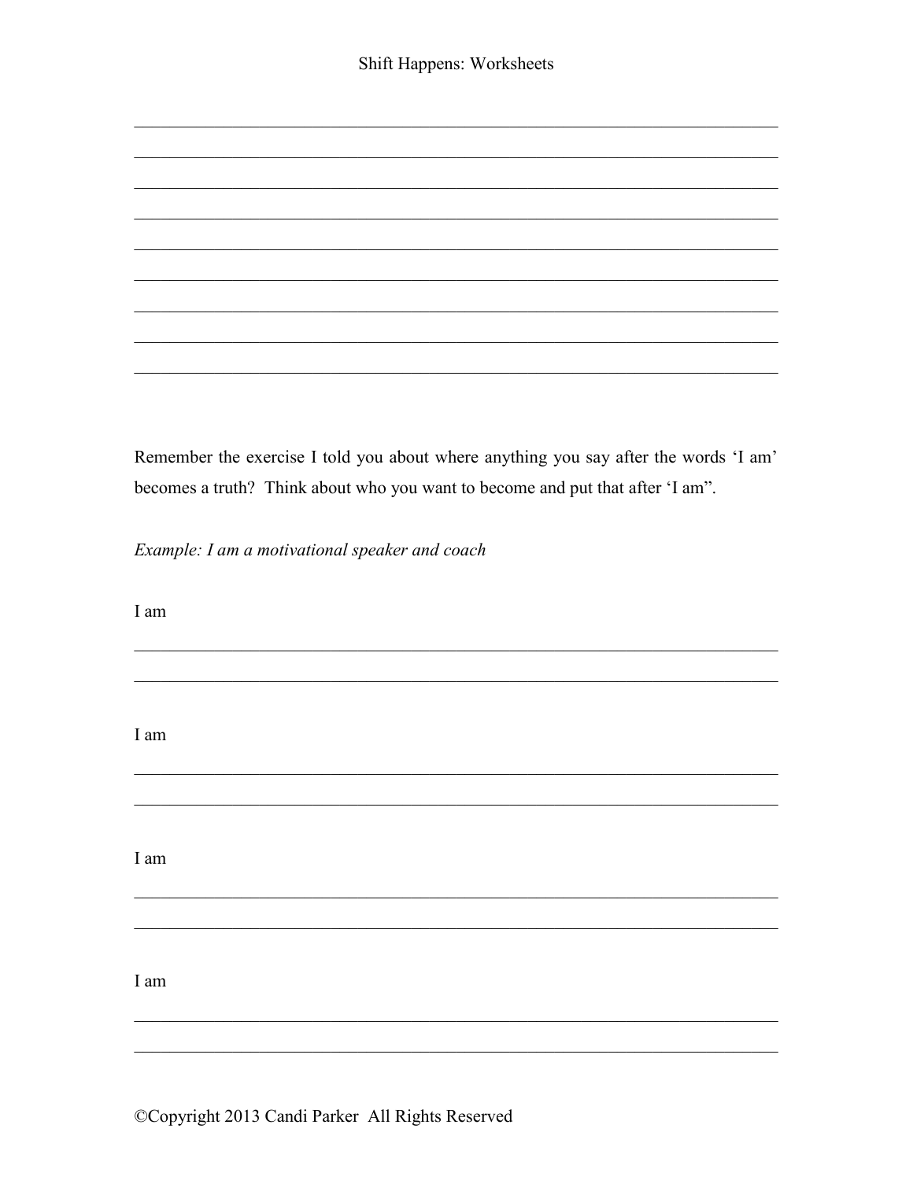\_\_\_\_\_\_\_\_\_\_\_\_\_\_\_\_\_\_\_\_\_\_\_\_\_\_\_\_\_\_\_\_\_\_\_\_\_\_\_\_\_\_\_\_\_\_\_\_\_\_\_\_\_\_\_\_\_\_\_\_\_\_\_\_\_\_\_\_\_\_\_\_\_\_

\_\_\_\_\_\_\_\_\_\_\_\_\_\_\_\_\_\_\_\_\_\_\_\_\_\_\_\_\_\_\_\_\_\_\_\_\_\_\_\_\_\_\_\_\_\_\_\_\_\_\_\_\_\_\_\_\_\_\_\_\_\_\_\_\_\_\_\_\_\_\_\_\_\_

\_\_\_\_\_\_\_\_\_\_\_\_\_\_\_\_\_\_\_\_\_\_\_\_\_\_\_\_\_\_\_\_\_\_\_\_\_\_\_\_\_\_\_\_\_\_\_\_\_\_\_\_\_\_\_\_\_\_\_\_\_\_\_\_\_\_\_\_\_\_\_\_\_\_

\_\_\_\_\_\_\_\_\_\_\_\_\_\_\_\_\_\_\_\_\_\_\_\_\_\_\_\_\_\_\_\_\_\_\_\_\_\_\_\_\_\_\_\_\_\_\_\_\_\_\_\_\_\_\_\_\_\_\_\_\_\_\_\_\_\_\_\_\_\_\_\_\_\_

\_\_\_\_\_\_\_\_\_\_\_\_\_\_\_\_\_\_\_\_\_\_\_\_\_\_\_\_\_\_\_\_\_\_\_\_\_\_\_\_\_\_\_\_\_\_\_\_\_\_\_\_\_\_\_\_\_\_\_\_\_\_\_\_\_\_\_\_\_\_\_\_\_\_

\_\_\_\_\_\_\_\_\_\_\_\_\_\_\_\_\_\_\_\_\_\_\_\_\_\_\_\_\_\_\_\_\_\_\_\_\_\_\_\_\_\_\_\_\_\_\_\_\_\_\_\_\_\_\_\_\_\_\_\_\_\_\_\_\_\_\_\_\_\_\_\_\_\_

\_\_\_\_\_\_\_\_\_\_\_\_\_\_\_\_\_\_\_\_\_\_\_\_\_\_\_\_\_\_\_\_\_\_\_\_\_\_\_\_\_\_\_\_\_\_\_\_\_\_\_\_\_\_\_\_\_\_\_\_\_\_\_\_\_\_\_\_\_\_\_\_\_\_

\_\_\_\_\_\_\_\_\_\_\_\_\_\_\_\_\_\_\_\_\_\_\_\_\_\_\_\_\_\_\_\_\_\_\_\_\_\_\_\_\_\_\_\_\_\_\_\_\_\_\_\_\_\_\_\_\_\_\_\_\_\_\_\_\_\_\_\_\_\_\_\_\_\_

\_\_\_\_\_\_\_\_\_\_\_\_\_\_\_\_\_\_\_\_\_\_\_\_\_\_\_\_\_\_\_\_\_\_\_\_\_\_\_\_\_\_\_\_\_\_\_\_\_\_\_\_\_\_\_\_\_\_\_\_\_\_\_\_\_\_\_\_\_\_\_\_\_\_

Remember the exercise I told you about where anything you say after the words 'I am' becomes a truth? Think about who you want to become and put that after 'I am".

*Example: I am a motivational speaker and coach*

I am

\_\_\_\_\_\_\_\_\_\_\_\_\_\_\_\_\_\_\_\_\_\_\_\_\_\_\_\_\_\_\_\_\_\_\_\_\_\_\_\_\_\_\_\_\_\_\_\_\_\_\_\_\_\_\_\_\_\_\_\_\_\_\_\_\_\_\_\_\_\_\_\_\_\_

\_\_\_\_\_\_\_\_\_\_\_\_\_\_\_\_\_\_\_\_\_\_\_\_\_\_\_\_\_\_\_\_\_\_\_\_\_\_\_\_\_\_\_\_\_\_\_\_\_\_\_\_\_\_\_\_\_\_\_\_\_\_\_\_\_\_\_\_\_\_\_\_\_\_

I am

\_\_\_\_\_\_\_\_\_\_\_\_\_\_\_\_\_\_\_\_\_\_\_\_\_\_\_\_\_\_\_\_\_\_\_\_\_\_\_\_\_\_\_\_\_\_\_\_\_\_\_\_\_\_\_\_\_\_\_\_\_\_\_\_\_\_\_\_\_\_\_\_\_\_

\_\_\_\_\_\_\_\_\_\_\_\_\_\_\_\_\_\_\_\_\_\_\_\_\_\_\_\_\_\_\_\_\_\_\_\_\_\_\_\_\_\_\_\_\_\_\_\_\_\_\_\_\_\_\_\_\_\_\_\_\_\_\_\_\_\_\_\_\_\_\_\_\_\_

I am

\_\_\_\_\_\_\_\_\_\_\_\_\_\_\_\_\_\_\_\_\_\_\_\_\_\_\_\_\_\_\_\_\_\_\_\_\_\_\_\_\_\_\_\_\_\_\_\_\_\_\_\_\_\_\_\_\_\_\_\_\_\_\_\_\_\_\_\_\_\_\_\_\_\_

\_\_\_\_\_\_\_\_\_\_\_\_\_\_\_\_\_\_\_\_\_\_\_\_\_\_\_\_\_\_\_\_\_\_\_\_\_\_\_\_\_\_\_\_\_\_\_\_\_\_\_\_\_\_\_\_\_\_\_\_\_\_\_\_\_\_\_\_\_\_\_\_\_\_

I am

\_\_\_\_\_\_\_\_\_\_\_\_\_\_\_\_\_\_\_\_\_\_\_\_\_\_\_\_\_\_\_\_\_\_\_\_\_\_\_\_\_\_\_\_\_\_\_\_\_\_\_\_\_\_\_\_\_\_\_\_\_\_\_\_\_\_\_\_\_\_\_\_\_\_

\_\_\_\_\_\_\_\_\_\_\_\_\_\_\_\_\_\_\_\_\_\_\_\_\_\_\_\_\_\_\_\_\_\_\_\_\_\_\_\_\_\_\_\_\_\_\_\_\_\_\_\_\_\_\_\_\_\_\_\_\_\_\_\_\_\_\_\_\_\_\_\_\_\_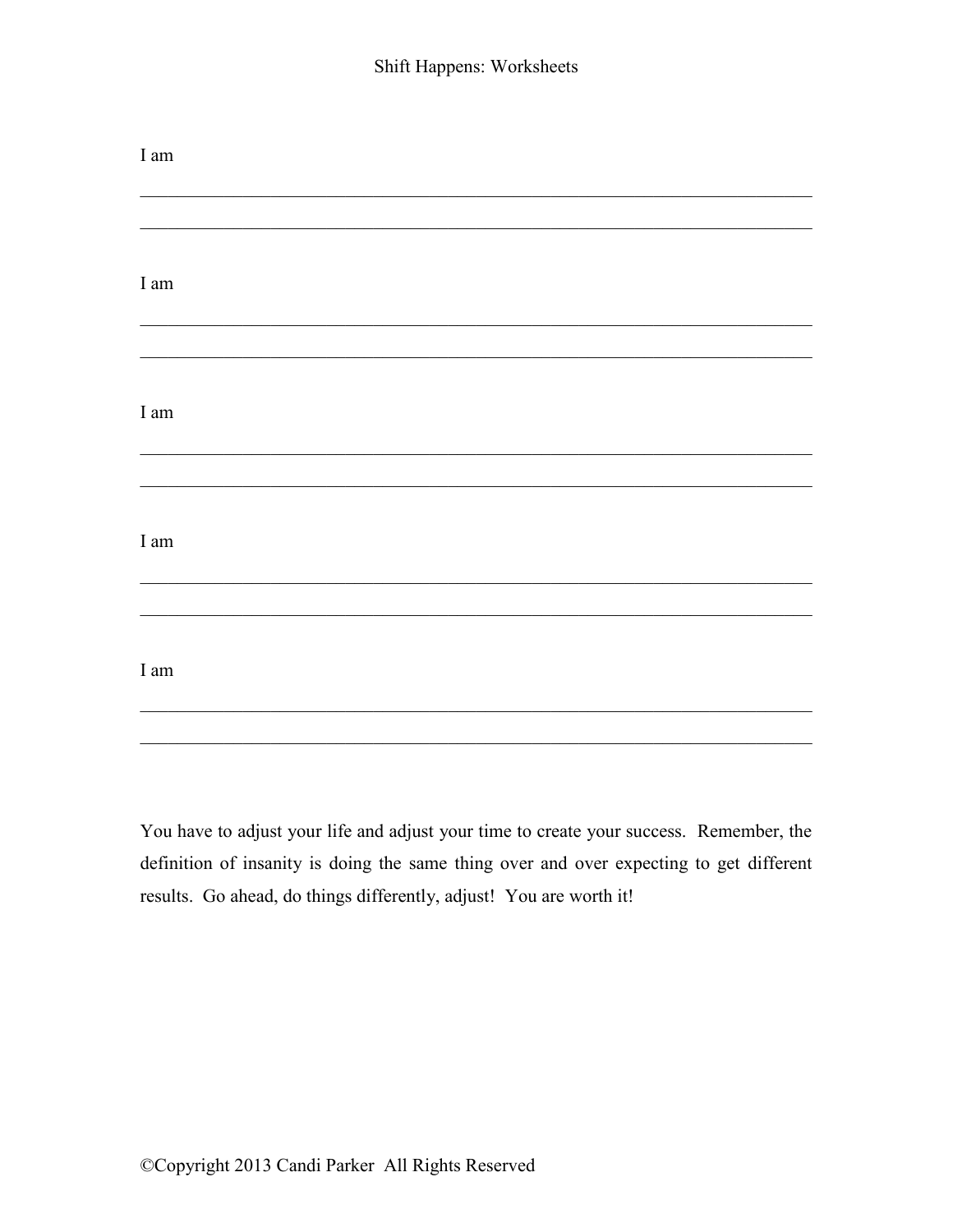I am

_______________________________________________________________________________

_______________________________________________________________________________

I am

_______________________________________________________________________________

_______________________________________________________________________________

I am

_______________________________________________________________________________

_______________________________________________________________________________

I am

_______________________________________________________________________________

_______________________________________________________________________________

I am

_______________________________________________________________________________

_______________________________________________________________________________

You have to adjust your life and adjust your time to create your success. Remember, the definition of insanity is doing the same thing over and over expecting to get different results. Go ahead, do things differently, adjust! You are worth it!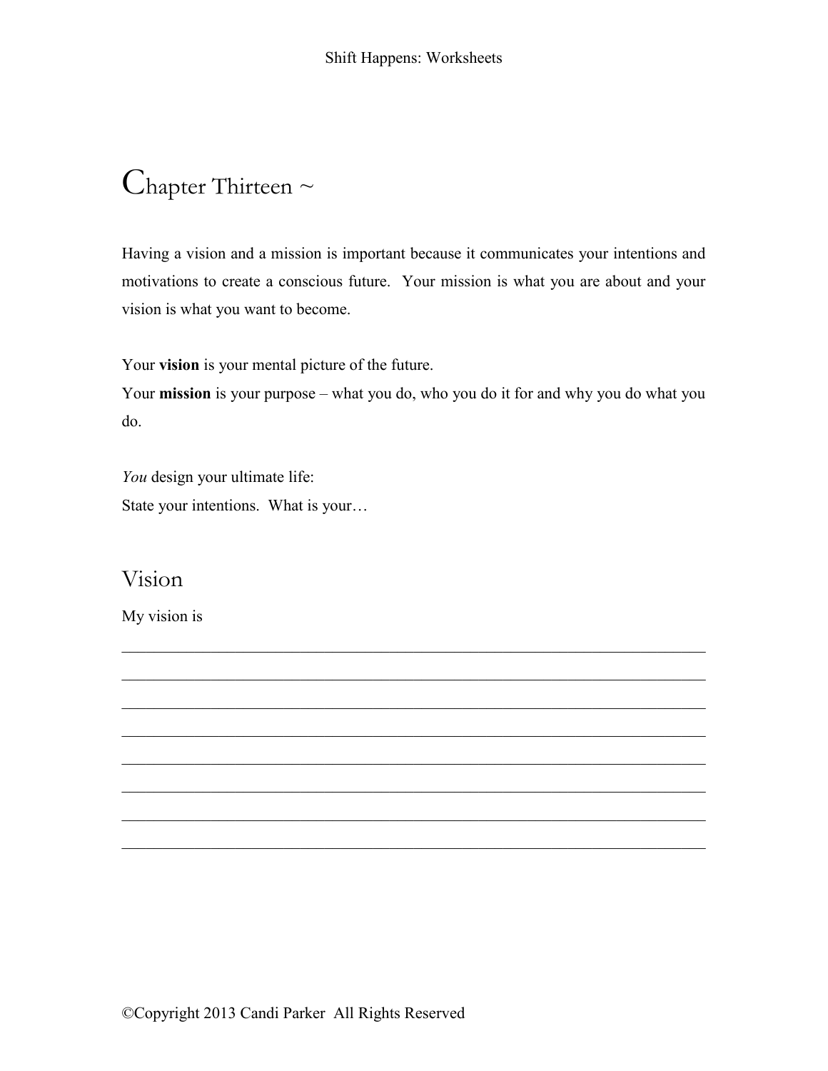# Chapter Thirteen ~

Having a vision and a mission is important because it communicates your intentions and motivations to create a conscious future. Your mission is what you are about and your vision is what you want to become.

Your **vision** is your mental picture of the future.
Your **mission** is your purpose – what you do, who you do it for and why you do what you do.

*You* design your ultimate life:
State your intentions. What is your…

## Vision

My vision is

\_\_\_\_\_\_\_\_\_\_\_\_\_\_\_\_\_\_\_\_\_\_\_\_\_\_\_\_\_\_\_\_\_\_\_\_\_\_\_\_\_\_\_\_\_\_\_\_\_\_\_\_\_\_\_\_\_\_\_\_\_\_\_\_\_\_\_\_\_\_

\_\_\_\_\_\_\_\_\_\_\_\_\_\_\_\_\_\_\_\_\_\_\_\_\_\_\_\_\_\_\_\_\_\_\_\_\_\_\_\_\_\_\_\_\_\_\_\_\_\_\_\_\_\_\_\_\_\_\_\_\_\_\_\_\_\_\_\_\_\_

\_\_\_\_\_\_\_\_\_\_\_\_\_\_\_\_\_\_\_\_\_\_\_\_\_\_\_\_\_\_\_\_\_\_\_\_\_\_\_\_\_\_\_\_\_\_\_\_\_\_\_\_\_\_\_\_\_\_\_\_\_\_\_\_\_\_\_\_\_\_

\_\_\_\_\_\_\_\_\_\_\_\_\_\_\_\_\_\_\_\_\_\_\_\_\_\_\_\_\_\_\_\_\_\_\_\_\_\_\_\_\_\_\_\_\_\_\_\_\_\_\_\_\_\_\_\_\_\_\_\_\_\_\_\_\_\_\_\_\_\_

\_\_\_\_\_\_\_\_\_\_\_\_\_\_\_\_\_\_\_\_\_\_\_\_\_\_\_\_\_\_\_\_\_\_\_\_\_\_\_\_\_\_\_\_\_\_\_\_\_\_\_\_\_\_\_\_\_\_\_\_\_\_\_\_\_\_\_\_\_\_

\_\_\_\_\_\_\_\_\_\_\_\_\_\_\_\_\_\_\_\_\_\_\_\_\_\_\_\_\_\_\_\_\_\_\_\_\_\_\_\_\_\_\_\_\_\_\_\_\_\_\_\_\_\_\_\_\_\_\_\_\_\_\_\_\_\_\_\_\_\_

\_\_\_\_\_\_\_\_\_\_\_\_\_\_\_\_\_\_\_\_\_\_\_\_\_\_\_\_\_\_\_\_\_\_\_\_\_\_\_\_\_\_\_\_\_\_\_\_\_\_\_\_\_\_\_\_\_\_\_\_\_\_\_\_\_\_\_\_\_\_

\_\_\_\_\_\_\_\_\_\_\_\_\_\_\_\_\_\_\_\_\_\_\_\_\_\_\_\_\_\_\_\_\_\_\_\_\_\_\_\_\_\_\_\_\_\_\_\_\_\_\_\_\_\_\_\_\_\_\_\_\_\_\_\_\_\_\_\_\_\_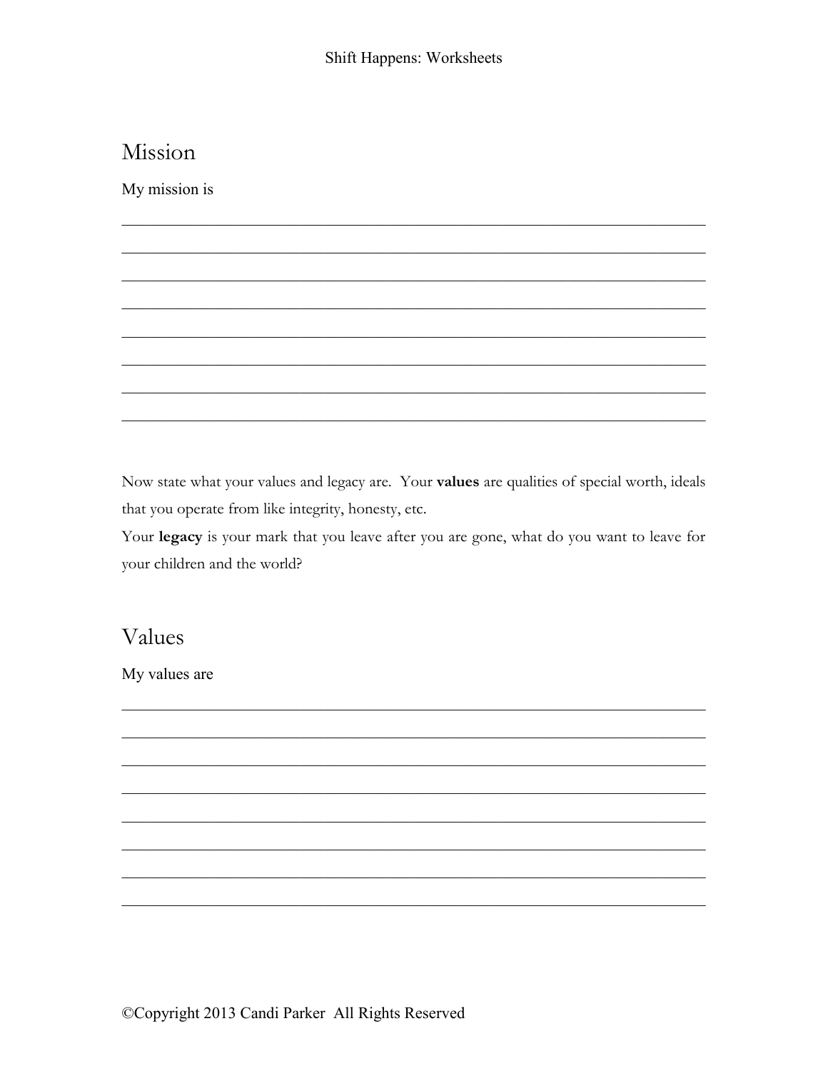## Mission

My mission is

________________________________________________________________________

________________________________________________________________________

________________________________________________________________________

________________________________________________________________________

________________________________________________________________________

________________________________________________________________________

________________________________________________________________________

________________________________________________________________________

Now state what your values and legacy are. Your **values** are qualities of special worth, ideals that you operate from like integrity, honesty, etc.

Your **legacy** is your mark that you leave after you are gone, what do you want to leave for your children and the world?

## Values

My values are

________________________________________________________________________

________________________________________________________________________

________________________________________________________________________

________________________________________________________________________

________________________________________________________________________

________________________________________________________________________

________________________________________________________________________

________________________________________________________________________

©Copyright 2013 Candi Parker All Rights Reserved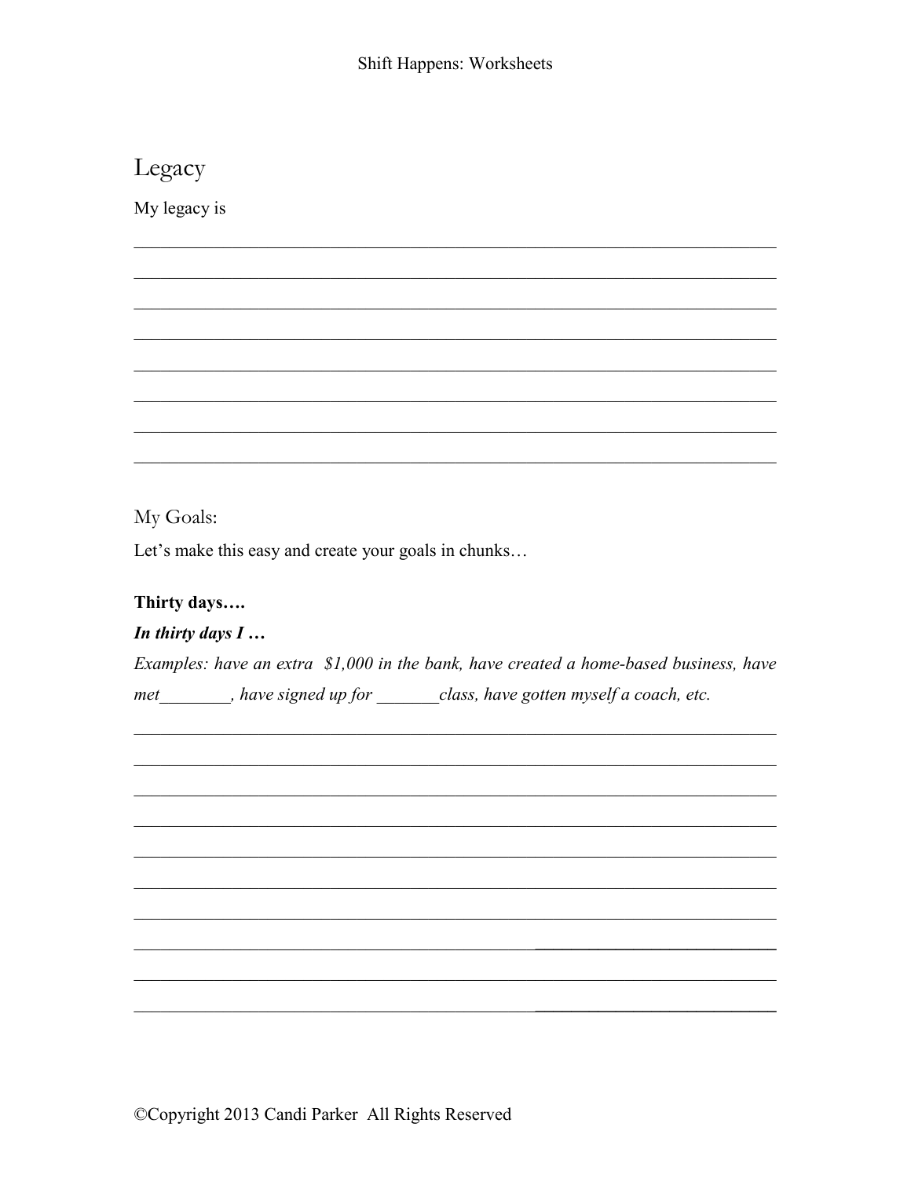# Legacy

My legacy is

________________________________________________________________________________
________________________________________________________________________________
________________________________________________________________________________
________________________________________________________________________________
________________________________________________________________________________
________________________________________________________________________________
________________________________________________________________________________
________________________________________________________________________________

## My Goals:

Let's make this easy and create your goals in chunks…

**Thirty days….**

***In thirty days I …***

*Examples: have an extra $1,000 in the bank, have created a home-based business, have met________, have signed up for _______class, have gotten myself a coach, etc.*

________________________________________________________________________________
________________________________________________________________________________
________________________________________________________________________________
________________________________________________________________________________
________________________________________________________________________________
________________________________________________________________________________
________________________________________________________________________________
________________________________________________________________________________
________________________________________________________________________________
________________________________________________________________________________

©Copyright 2013 Candi Parker All Rights Reserved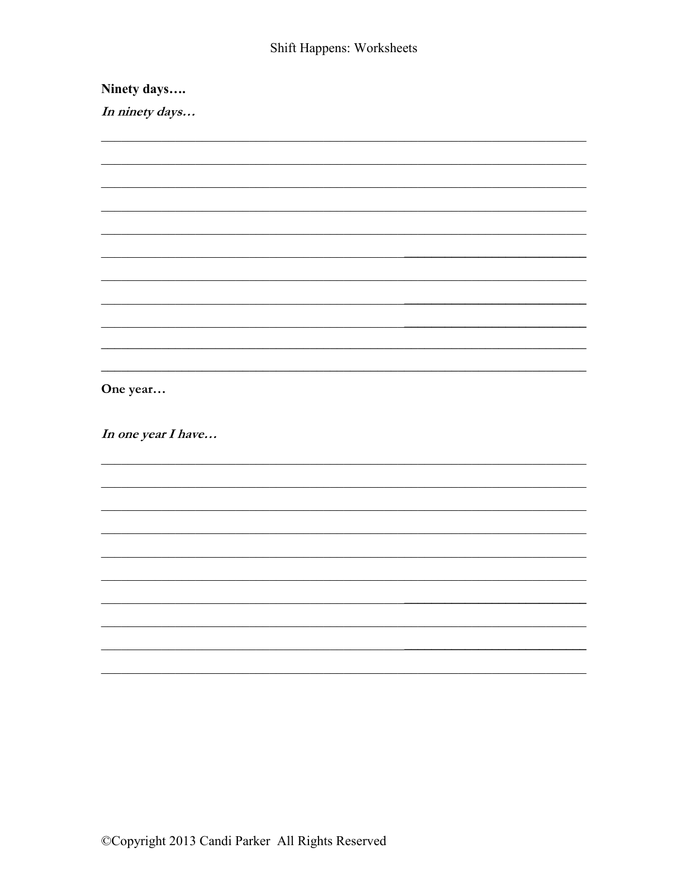**Ninety days….**

***In ninety days…***

**One year…**

***In one year I have…***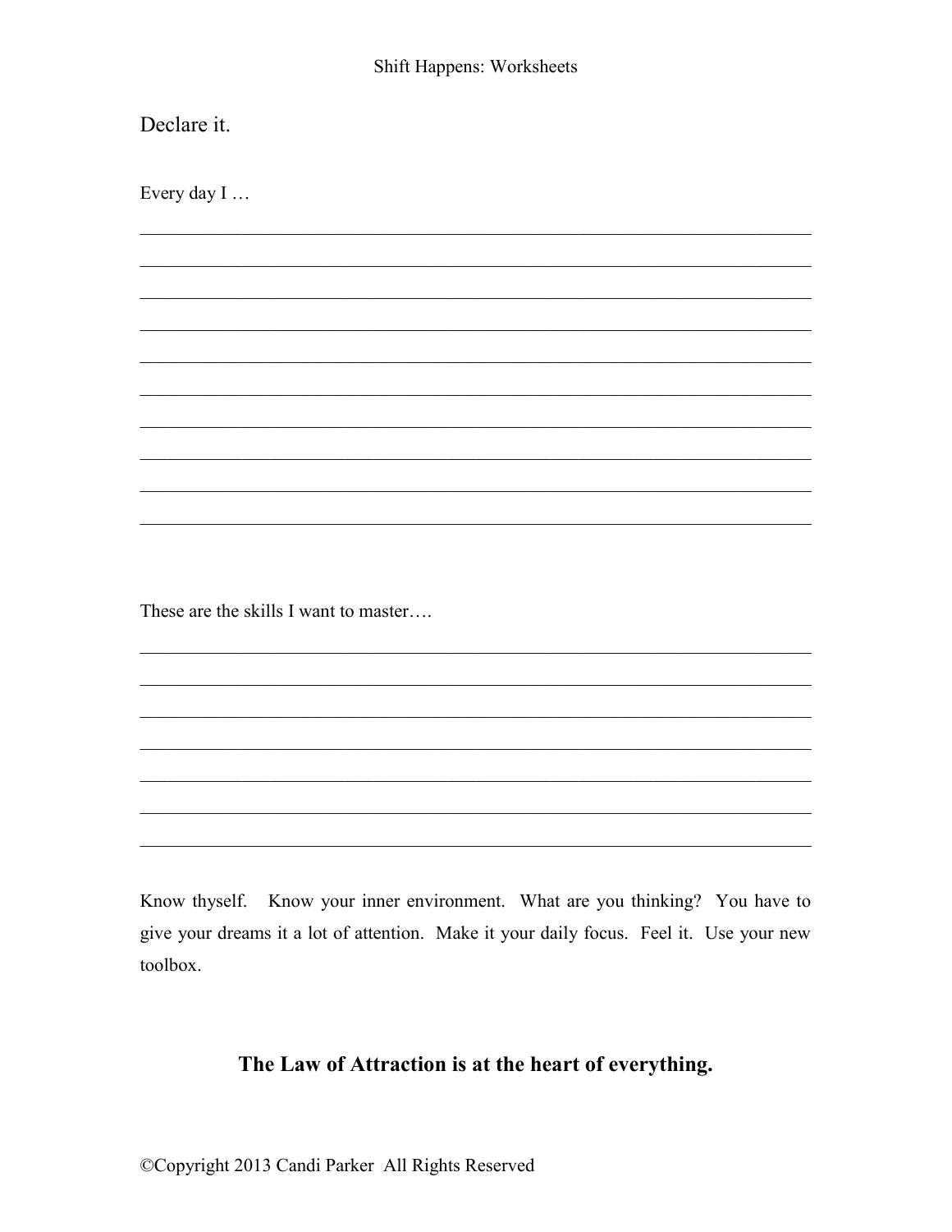Declare it.

Every day I …

\_\_\_\_\_\_\_\_\_\_\_\_\_\_\_\_\_\_\_\_\_\_\_\_\_\_\_\_\_\_\_\_\_\_\_\_\_\_\_\_\_\_\_\_\_\_\_\_\_\_\_\_\_\_\_\_\_\_\_\_\_\_\_\_\_\_\_\_\_\_\_\_

\_\_\_\_\_\_\_\_\_\_\_\_\_\_\_\_\_\_\_\_\_\_\_\_\_\_\_\_\_\_\_\_\_\_\_\_\_\_\_\_\_\_\_\_\_\_\_\_\_\_\_\_\_\_\_\_\_\_\_\_\_\_\_\_\_\_\_\_\_\_\_\_

\_\_\_\_\_\_\_\_\_\_\_\_\_\_\_\_\_\_\_\_\_\_\_\_\_\_\_\_\_\_\_\_\_\_\_\_\_\_\_\_\_\_\_\_\_\_\_\_\_\_\_\_\_\_\_\_\_\_\_\_\_\_\_\_\_\_\_\_\_\_\_\_

\_\_\_\_\_\_\_\_\_\_\_\_\_\_\_\_\_\_\_\_\_\_\_\_\_\_\_\_\_\_\_\_\_\_\_\_\_\_\_\_\_\_\_\_\_\_\_\_\_\_\_\_\_\_\_\_\_\_\_\_\_\_\_\_\_\_\_\_\_\_\_\_

\_\_\_\_\_\_\_\_\_\_\_\_\_\_\_\_\_\_\_\_\_\_\_\_\_\_\_\_\_\_\_\_\_\_\_\_\_\_\_\_\_\_\_\_\_\_\_\_\_\_\_\_\_\_\_\_\_\_\_\_\_\_\_\_\_\_\_\_\_\_\_\_

\_\_\_\_\_\_\_\_\_\_\_\_\_\_\_\_\_\_\_\_\_\_\_\_\_\_\_\_\_\_\_\_\_\_\_\_\_\_\_\_\_\_\_\_\_\_\_\_\_\_\_\_\_\_\_\_\_\_\_\_\_\_\_\_\_\_\_\_\_\_\_\_

\_\_\_\_\_\_\_\_\_\_\_\_\_\_\_\_\_\_\_\_\_\_\_\_\_\_\_\_\_\_\_\_\_\_\_\_\_\_\_\_\_\_\_\_\_\_\_\_\_\_\_\_\_\_\_\_\_\_\_\_\_\_\_\_\_\_\_\_\_\_\_\_

\_\_\_\_\_\_\_\_\_\_\_\_\_\_\_\_\_\_\_\_\_\_\_\_\_\_\_\_\_\_\_\_\_\_\_\_\_\_\_\_\_\_\_\_\_\_\_\_\_\_\_\_\_\_\_\_\_\_\_\_\_\_\_\_\_\_\_\_\_\_\_\_

\_\_\_\_\_\_\_\_\_\_\_\_\_\_\_\_\_\_\_\_\_\_\_\_\_\_\_\_\_\_\_\_\_\_\_\_\_\_\_\_\_\_\_\_\_\_\_\_\_\_\_\_\_\_\_\_\_\_\_\_\_\_\_\_\_\_\_\_\_\_\_\_

\_\_\_\_\_\_\_\_\_\_\_\_\_\_\_\_\_\_\_\_\_\_\_\_\_\_\_\_\_\_\_\_\_\_\_\_\_\_\_\_\_\_\_\_\_\_\_\_\_\_\_\_\_\_\_\_\_\_\_\_\_\_\_\_\_\_\_\_\_\_\_\_

These are the skills I want to master….

\_\_\_\_\_\_\_\_\_\_\_\_\_\_\_\_\_\_\_\_\_\_\_\_\_\_\_\_\_\_\_\_\_\_\_\_\_\_\_\_\_\_\_\_\_\_\_\_\_\_\_\_\_\_\_\_\_\_\_\_\_\_\_\_\_\_\_\_\_\_\_\_

\_\_\_\_\_\_\_\_\_\_\_\_\_\_\_\_\_\_\_\_\_\_\_\_\_\_\_\_\_\_\_\_\_\_\_\_\_\_\_\_\_\_\_\_\_\_\_\_\_\_\_\_\_\_\_\_\_\_\_\_\_\_\_\_\_\_\_\_\_\_\_\_

\_\_\_\_\_\_\_\_\_\_\_\_\_\_\_\_\_\_\_\_\_\_\_\_\_\_\_\_\_\_\_\_\_\_\_\_\_\_\_\_\_\_\_\_\_\_\_\_\_\_\_\_\_\_\_\_\_\_\_\_\_\_\_\_\_\_\_\_\_\_\_\_

\_\_\_\_\_\_\_\_\_\_\_\_\_\_\_\_\_\_\_\_\_\_\_\_\_\_\_\_\_\_\_\_\_\_\_\_\_\_\_\_\_\_\_\_\_\_\_\_\_\_\_\_\_\_\_\_\_\_\_\_\_\_\_\_\_\_\_\_\_\_\_\_

\_\_\_\_\_\_\_\_\_\_\_\_\_\_\_\_\_\_\_\_\_\_\_\_\_\_\_\_\_\_\_\_\_\_\_\_\_\_\_\_\_\_\_\_\_\_\_\_\_\_\_\_\_\_\_\_\_\_\_\_\_\_\_\_\_\_\_\_\_\_\_\_

\_\_\_\_\_\_\_\_\_\_\_\_\_\_\_\_\_\_\_\_\_\_\_\_\_\_\_\_\_\_\_\_\_\_\_\_\_\_\_\_\_\_\_\_\_\_\_\_\_\_\_\_\_\_\_\_\_\_\_\_\_\_\_\_\_\_\_\_\_\_\_\_

\_\_\_\_\_\_\_\_\_\_\_\_\_\_\_\_\_\_\_\_\_\_\_\_\_\_\_\_\_\_\_\_\_\_\_\_\_\_\_\_\_\_\_\_\_\_\_\_\_\_\_\_\_\_\_\_\_\_\_\_\_\_\_\_\_\_\_\_\_\_\_\_

Know thyself. Know your inner environment. What are you thinking? You have to give your dreams it a lot of attention. Make it your daily focus. Feel it. Use your new toolbox.

**The Law of Attraction is at the heart of everything.**

©Copyright 2013 Candi Parker All Rights Reserved